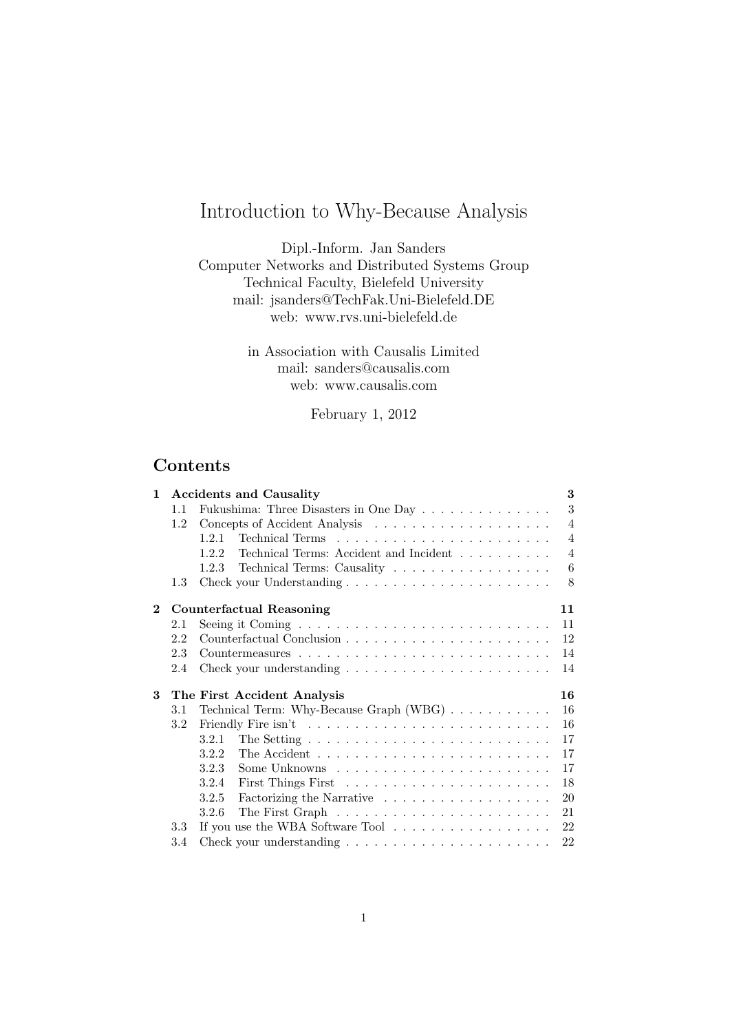# Introduction to Why-Because Analysis

Dipl.-Inform. Jan Sanders  
Computer Networks and Distributed Systems Group  
Technical Faculty, Bielefeld University  
mail: jsanders@TechFak.Uni-Bielefeld.DE  
web: www.rvs.uni-bielefeld.de

in Association with Causalis Limited  
mail: sanders@causalis.com  
web: www.causalis.com

February 1, 2012

## Contents

- **1 Accidents and Causality** — **3**
  - 1.1 Fukushima: Three Disasters in One Day — 3
  - 1.2 Concepts of Accident Analysis — 4
    - 1.2.1 Technical Terms — 4
    - 1.2.2 Technical Terms: Accident and Incident — 4
    - 1.2.3 Technical Terms: Causality — 6
  - 1.3 Check your Understanding — 8
- **2 Counterfactual Reasoning** — **11**
  - 2.1 Seeing it Coming — 11
  - 2.2 Counterfactual Conclusion — 12
  - 2.3 Countermeasures — 14
  - 2.4 Check your understanding — 14
- **3 The First Accident Analysis** — **16**
  - 3.1 Technical Term: Why-Because Graph (WBG) — 16
  - 3.2 Friendly Fire isn't — 16
    - 3.2.1 The Setting — 17
    - 3.2.2 The Accident — 17
    - 3.2.3 Some Unknowns — 17
    - 3.2.4 First Things First — 18
    - 3.2.5 Factorizing the Narrative — 20
    - 3.2.6 The First Graph — 21
  - 3.3 If you use the WBA Software Tool — 22
  - 3.4 Check your understanding — 22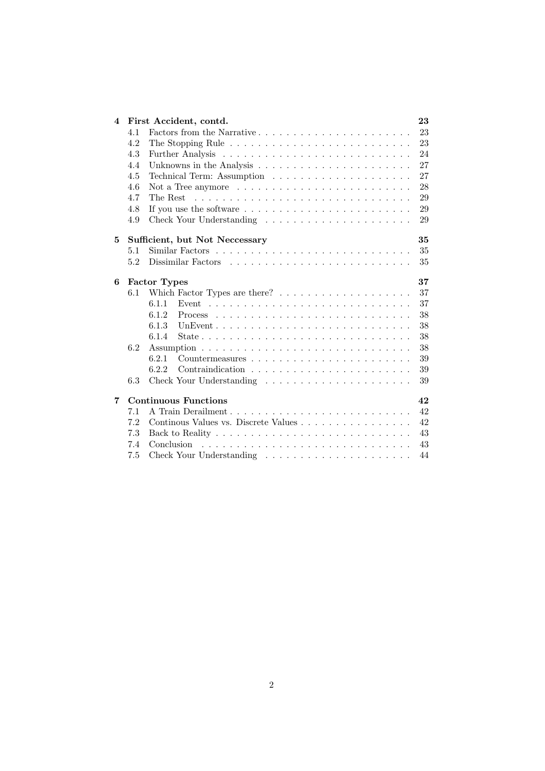**4 First Accident, contd. — 23**

- 4.1 Factors from the Narrative — 23
- 4.2 The Stopping Rule — 23
- 4.3 Further Analysis — 24
- 4.4 Unknowns in the Analysis — 27
- 4.5 Technical Term: Assumption — 27
- 4.6 Not a Tree anymore — 28
- 4.7 The Rest — 29
- 4.8 If you use the software — 29
- 4.9 Check Your Understanding — 29

**5 Sufficient, but Not Neccessary — 35**

- 5.1 Similar Factors — 35
- 5.2 Dissimilar Factors — 35

**6 Factor Types — 37**

- 6.1 Which Factor Types are there? — 37
  - 6.1.1 Event — 37
  - 6.1.2 Process — 38
  - 6.1.3 UnEvent — 38
  - 6.1.4 State — 38
- 6.2 Assumption — 38
  - 6.2.1 Countermeasures — 39
  - 6.2.2 Contraindication — 39
- 6.3 Check Your Understanding — 39

**7 Continuous Functions — 42**

- 7.1 A Train Derailment — 42
- 7.2 Continous Values vs. Discrete Values — 42
- 7.3 Back to Reality — 43
- 7.4 Conclusion — 43
- 7.5 Check Your Understanding — 44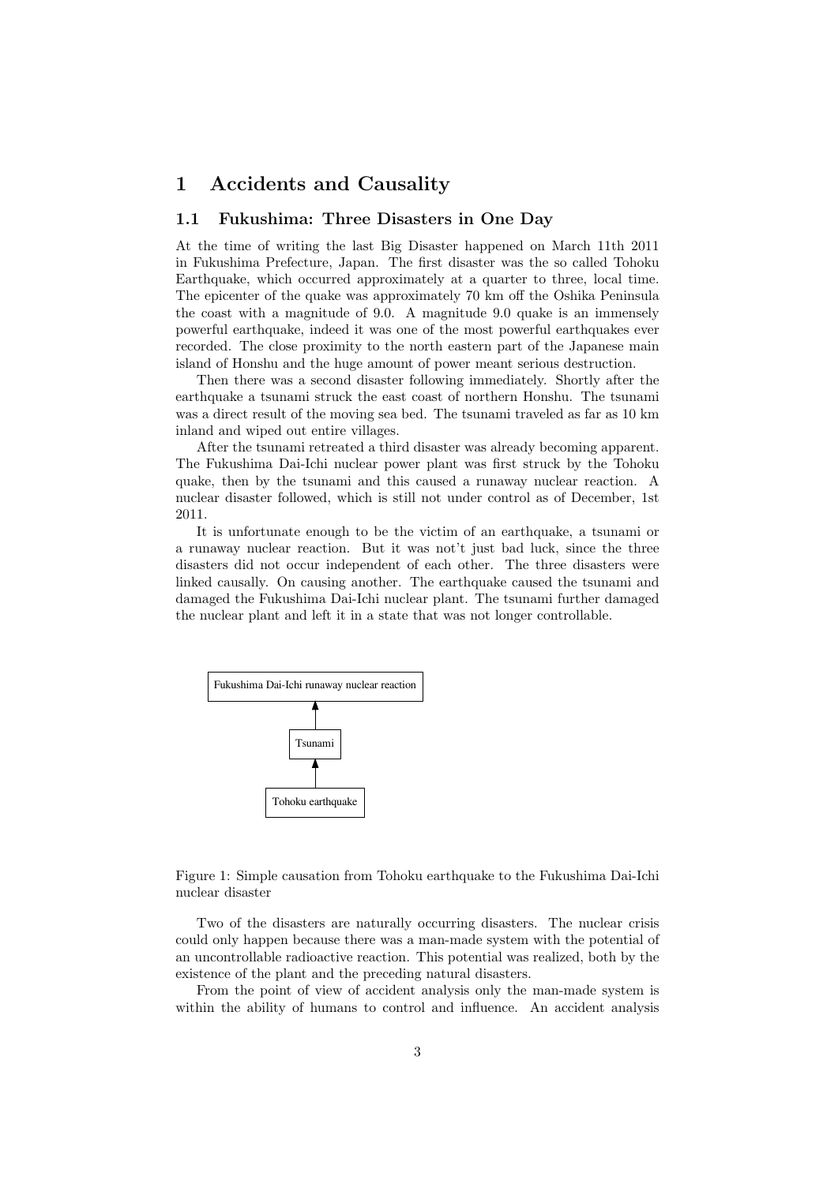# 1 Accidents and Causality

## 1.1 Fukushima: Three Disasters in One Day

At the time of writing the last Big Disaster happened on March 11th 2011 in Fukushima Prefecture, Japan. The first disaster was the so called Tohoku Earthquake, which occurred approximately at a quarter to three, local time. The epicenter of the quake was approximately 70 km off the Oshika Peninsula the coast with a magnitude of 9.0. A magnitude 9.0 quake is an immensely powerful earthquake, indeed it was one of the most powerful earthquakes ever recorded. The close proximity to the north eastern part of the Japanese main island of Honshu and the huge amount of power meant serious destruction.

Then there was a second disaster following immediately. Shortly after the earthquake a tsunami struck the east coast of northern Honshu. The tsunami was a direct result of the moving sea bed. The tsunami traveled as far as 10 km inland and wiped out entire villages.

After the tsunami retreated a third disaster was already becoming apparent. The Fukushima Dai-Ichi nuclear power plant was first struck by the Tohoku quake, then by the tsunami and this caused a runaway nuclear reaction. A nuclear disaster followed, which is still not under control as of December, 1st 2011.

It is unfortunate enough to be the victim of an earthquake, a tsunami or a runaway nuclear reaction. But it was not't just bad luck, since the three disasters did not occur independent of each other. The three disasters were linked causally. On causing another. The earthquake caused the tsunami and damaged the Fukushima Dai-Ichi nuclear plant. The tsunami further damaged the nuclear plant and left it in a state that was not longer controllable.

Fukushima Dai-Ichi runaway nuclear reaction

Tsunami

Tohoku earthquake

Figure 1: Simple causation from Tohoku earthquake to the Fukushima Dai-Ichi nuclear disaster

Two of the disasters are naturally occurring disasters. The nuclear crisis could only happen because there was a man-made system with the potential of an uncontrollable radioactive reaction. This potential was realized, both by the existence of the plant and the preceding natural disasters.

From the point of view of accident analysis only the man-made system is within the ability of humans to control and influence. An accident analysis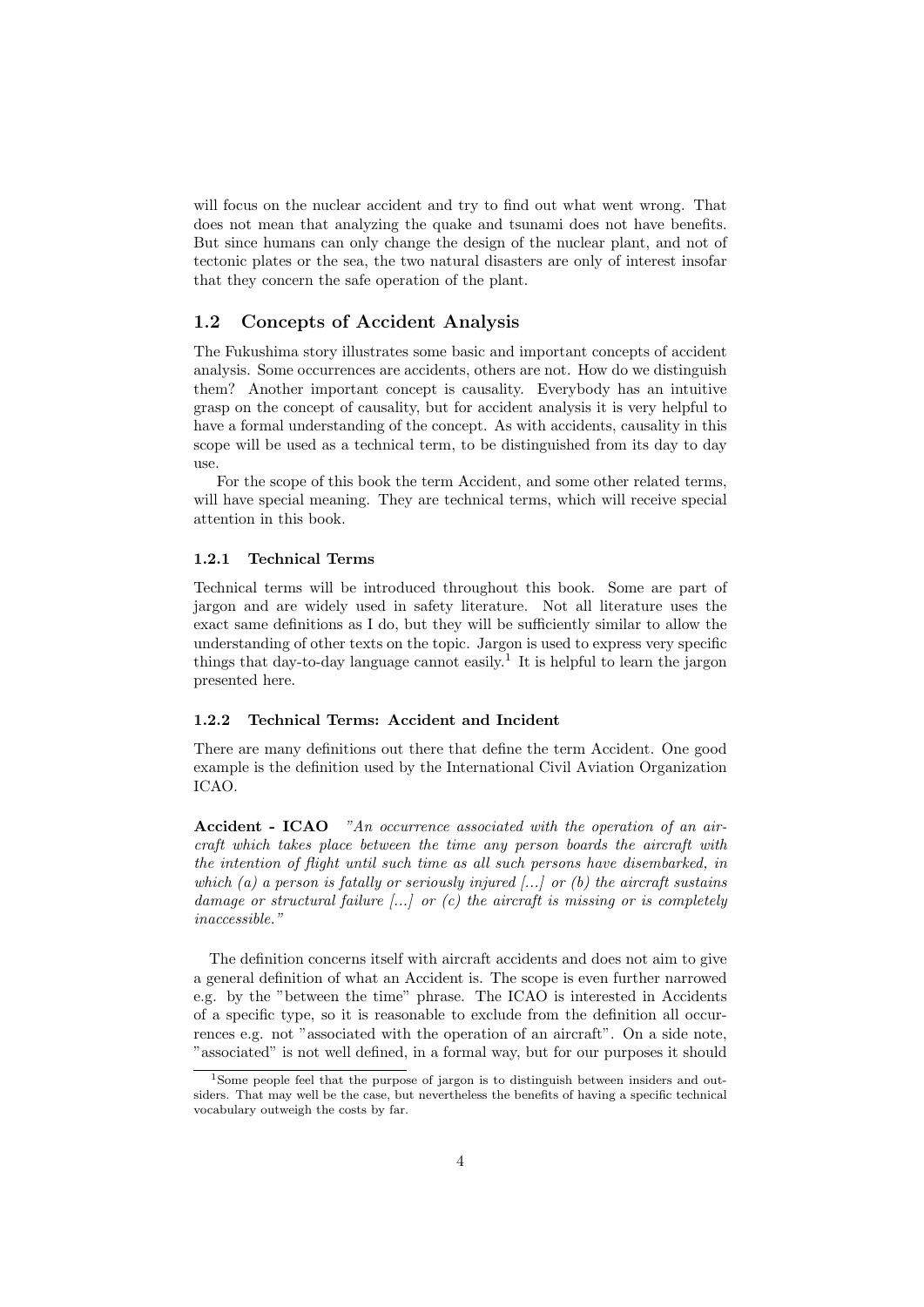will focus on the nuclear accident and try to find out what went wrong. That does not mean that analyzing the quake and tsunami does not have benefits. But since humans can only change the design of the nuclear plant, and not of tectonic plates or the sea, the two natural disasters are only of interest insofar that they concern the safe operation of the plant.

## 1.2 Concepts of Accident Analysis

The Fukushima story illustrates some basic and important concepts of accident analysis. Some occurrences are accidents, others are not. How do we distinguish them? Another important concept is causality. Everybody has an intuitive grasp on the concept of causality, but for accident analysis it is very helpful to have a formal understanding of the concept. As with accidents, causality in this scope will be used as a technical term, to be distinguished from its day to day use.

For the scope of this book the term Accident, and some other related terms, will have special meaning. They are technical terms, which will receive special attention in this book.

### 1.2.1 Technical Terms

Technical terms will be introduced throughout this book. Some are part of jargon and are widely used in safety literature. Not all literature uses the exact same definitions as I do, but they will be sufficiently similar to allow the understanding of other texts on the topic. Jargon is used to express very specific things that day-to-day language cannot easily.[1] It is helpful to learn the jargon presented here.

### 1.2.2 Technical Terms: Accident and Incident

There are many definitions out there that define the term Accident. One good example is the definition used by the International Civil Aviation Organization ICAO.

**Accident - ICAO** *"An occurrence associated with the operation of an aircraft which takes place between the time any person boards the aircraft with the intention of flight until such time as all such persons have disembarked, in which (a) a person is fatally or seriously injured [...] or (b) the aircraft sustains damage or structural failure [...] or (c) the aircraft is missing or is completely inaccessible."*

The definition concerns itself with aircraft accidents and does not aim to give a general definition of what an Accident is. The scope is even further narrowed e.g. by the "between the time" phrase. The ICAO is interested in Accidents of a specific type, so it is reasonable to exclude from the definition all occurrences e.g. not "associated with the operation of an aircraft". On a side note, "associated" is not well defined, in a formal way, but for our purposes it should

[1] Some people feel that the purpose of jargon is to distinguish between insiders and outsiders. That may well be the case, but nevertheless the benefits of having a specific technical vocabulary outweigh the costs by far.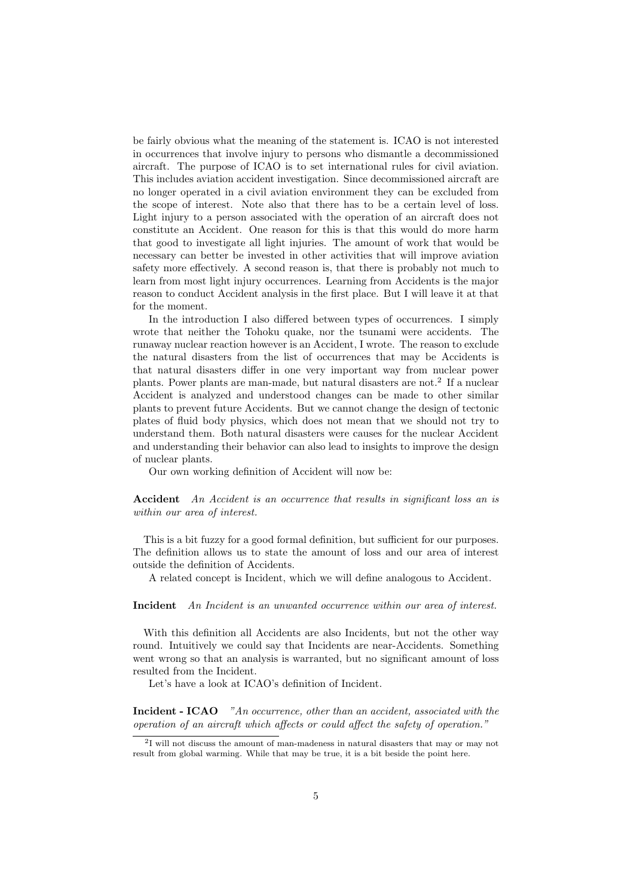be fairly obvious what the meaning of the statement is. ICAO is not interested in occurrences that involve injury to persons who dismantle a decommissioned aircraft. The purpose of ICAO is to set international rules for civil aviation. This includes aviation accident investigation. Since decommissioned aircraft are no longer operated in a civil aviation environment they can be excluded from the scope of interest. Note also that there has to be a certain level of loss. Light injury to a person associated with the operation of an aircraft does not constitute an Accident. One reason for this is that this would do more harm that good to investigate all light injuries. The amount of work that would be necessary can better be invested in other activities that will improve aviation safety more effectively. A second reason is, that there is probably not much to learn from most light injury occurrences. Learning from Accidents is the major reason to conduct Accident analysis in the first place. But I will leave it at that for the moment.

In the introduction I also differed between types of occurrences. I simply wrote that neither the Tohoku quake, nor the tsunami were accidents. The runaway nuclear reaction however is an Accident, I wrote. The reason to exclude the natural disasters from the list of occurrences that may be Accidents is that natural disasters differ in one very important way from nuclear power plants. Power plants are man-made, but natural disasters are not.[2] If a nuclear Accident is analyzed and understood changes can be made to other similar plants to prevent future Accidents. But we cannot change the design of tectonic plates of fluid body physics, which does not mean that we should not try to understand them. Both natural disasters were causes for the nuclear Accident and understanding their behavior can also lead to insights to improve the design of nuclear plants.

Our own working definition of Accident will now be:

**Accident** *An Accident is an occurrence that results in significant loss an is within our area of interest.*

This is a bit fuzzy for a good formal definition, but sufficient for our purposes. The definition allows us to state the amount of loss and our area of interest outside the definition of Accidents.

A related concept is Incident, which we will define analogous to Accident.

**Incident** *An Incident is an unwanted occurrence within our area of interest.*

With this definition all Accidents are also Incidents, but not the other way round. Intuitively we could say that Incidents are near-Accidents. Something went wrong so that an analysis is warranted, but no significant amount of loss resulted from the Incident.

Let's have a look at ICAO's definition of Incident.

**Incident - ICAO** *"An occurrence, other than an accident, associated with the operation of an aircraft which affects or could affect the safety of operation."*

[2] I will not discuss the amount of man-madeness in natural disasters that may or may not result from global warming. While that may be true, it is a bit beside the point here.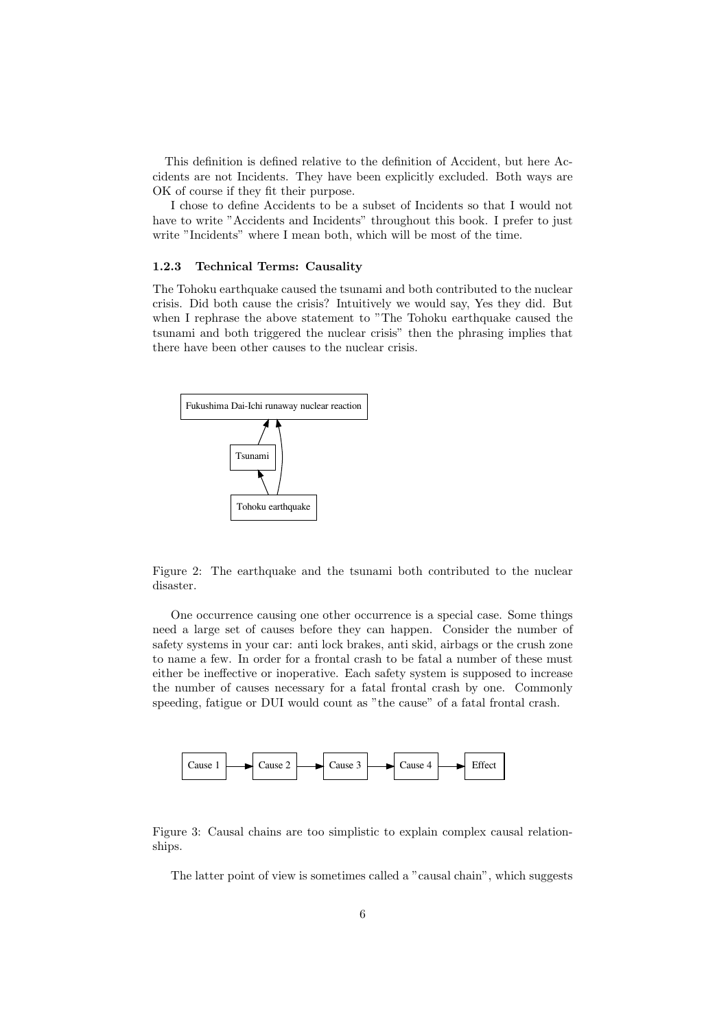This definition is defined relative to the definition of Accident, but here Accidents are not Incidents. They have been explicitly excluded. Both ways are OK of course if they fit their purpose.

I chose to define Accidents to be a subset of Incidents so that I would not have to write "Accidents and Incidents" throughout this book. I prefer to just write "Incidents" where I mean both, which will be most of the time.

### 1.2.3 Technical Terms: Causality

The Tohoku earthquake caused the tsunami and both contributed to the nuclear crisis. Did both cause the crisis? Intuitively we would say, Yes they did. But when I rephrase the above statement to "The Tohoku earthquake caused the tsunami and both triggered the nuclear crisis" then the phrasing implies that there have been other causes to the nuclear crisis.

Fukushima Dai-Ichi runaway nuclear reaction

Tsunami

Tohoku earthquake

Figure 2: The earthquake and the tsunami both contributed to the nuclear disaster.

One occurrence causing one other occurrence is a special case. Some things need a large set of causes before they can happen. Consider the number of safety systems in your car: anti lock brakes, anti skid, airbags or the crush zone to name a few. In order for a frontal crash to be fatal a number of these must either be ineffective or inoperative. Each safety system is supposed to increase the number of causes necessary for a fatal frontal crash by one. Commonly speeding, fatigue or DUI would count as "the cause" of a fatal frontal crash.

Cause 1 → Cause 2 → Cause 3 → Cause 4 → Effect

Figure 3: Causal chains are too simplistic to explain complex causal relationships.

The latter point of view is sometimes called a "causal chain", which suggests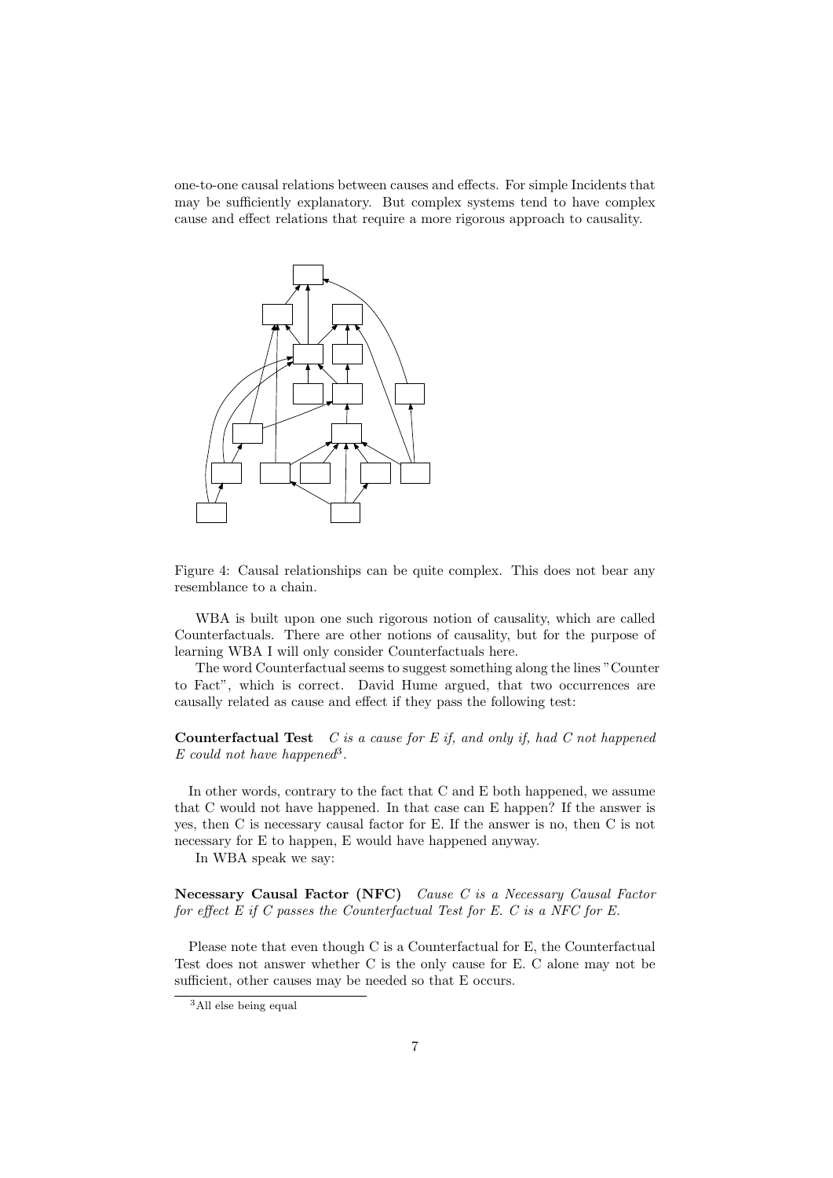one-to-one causal relations between causes and effects. For simple Incidents that may be sufficiently explanatory. But complex systems tend to have complex cause and effect relations that require a more rigorous approach to causality.

Figure 4: Causal relationships can be quite complex. This does not bear any resemblance to a chain.

WBA is built upon one such rigorous notion of causality, which are called Counterfactuals. There are other notions of causality, but for the purpose of learning WBA I will only consider Counterfactuals here.

The word Counterfactual seems to suggest something along the lines "Counter to Fact", which is correct. David Hume argued, that two occurrences are causally related as cause and effect if they pass the following test:

**Counterfactual Test** *C is a cause for E if, and only if, had C not happened E could not have happened*[3].

In other words, contrary to the fact that C and E both happened, we assume that C would not have happened. In that case can E happen? If the answer is yes, then C is necessary causal factor for E. If the answer is no, then C is not necessary for E to happen, E would have happened anyway.

In WBA speak we say:

**Necessary Causal Factor (NFC)** *Cause C is a Necessary Causal Factor for effect E if C passes the Counterfactual Test for E. C is a NFC for E.*

Please note that even though C is a Counterfactual for E, the Counterfactual Test does not answer whether C is the only cause for E. C alone may not be sufficient, other causes may be needed so that E occurs.

[3] All else being equal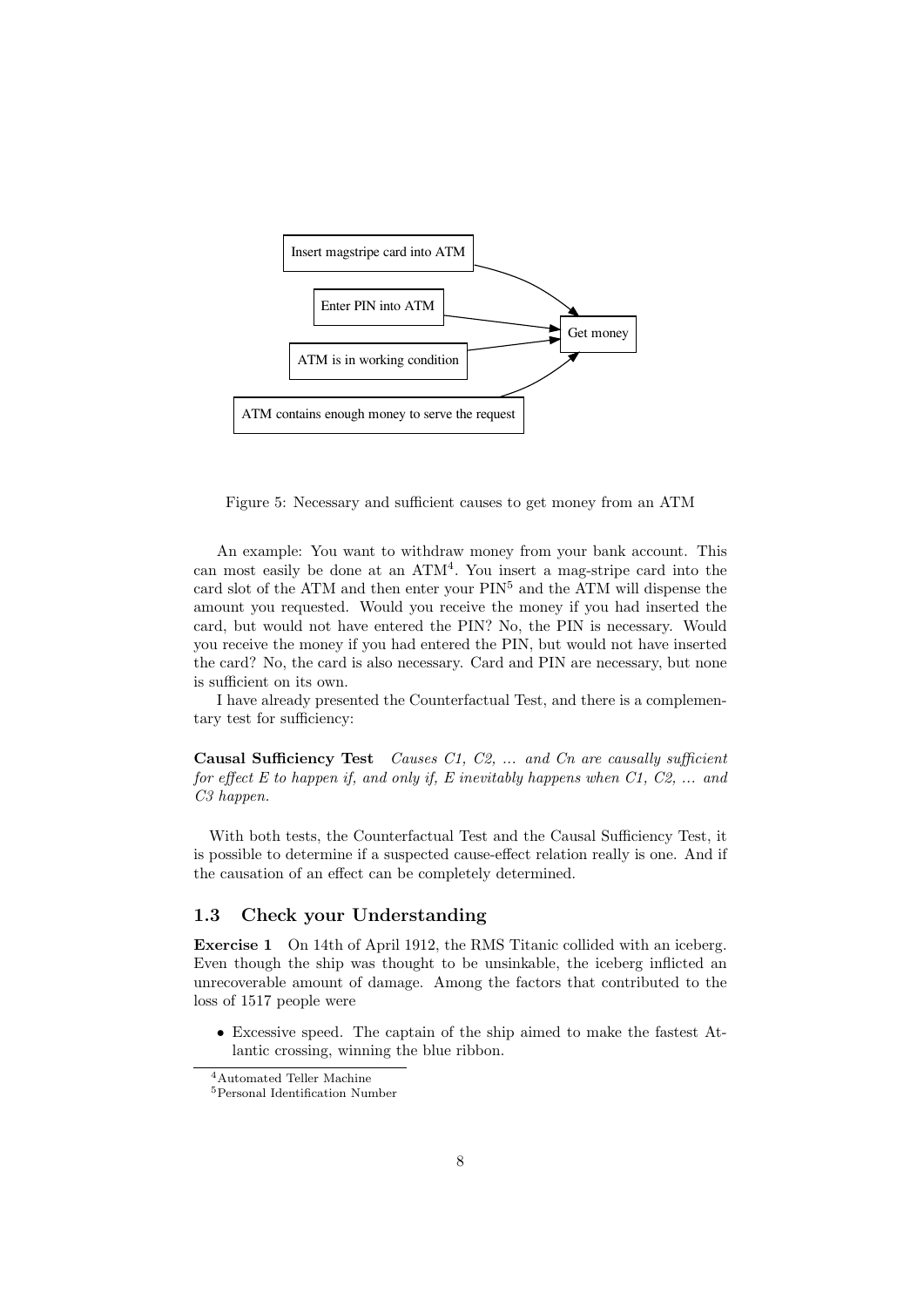Figure 5: Necessary and sufficient causes to get money from an ATM

An example: You want to withdraw money from your bank account. This can most easily be done at an ATM[4]. You insert a mag-stripe card into the card slot of the ATM and then enter your PIN[5] and the ATM will dispense the amount you requested. Would you receive the money if you had inserted the card, but would not have entered the PIN? No, the PIN is necessary. Would you receive the money if you had entered the PIN, but would not have inserted the card? No, the card is also necessary. Card and PIN are necessary, but none is sufficient on its own.

I have already presented the Counterfactual Test, and there is a complementary test for sufficiency:

**Causal Sufficiency Test** *Causes C1, C2, ... and Cn are causally sufficient for effect E to happen if, and only if, E inevitably happens when C1, C2, ... and C3 happen.*

With both tests, the Counterfactual Test and the Causal Sufficiency Test, it is possible to determine if a suspected cause-effect relation really is one. And if the causation of an effect can be completely determined.

## 1.3 Check your Understanding

**Exercise 1** On 14th of April 1912, the RMS Titanic collided with an iceberg. Even though the ship was thought to be unsinkable, the iceberg inflicted an unrecoverable amount of damage. Among the factors that contributed to the loss of 1517 people were

- Excessive speed. The captain of the ship aimed to make the fastest Atlantic crossing, winning the blue ribbon.

[4] Automated Teller Machine

[5] Personal Identification Number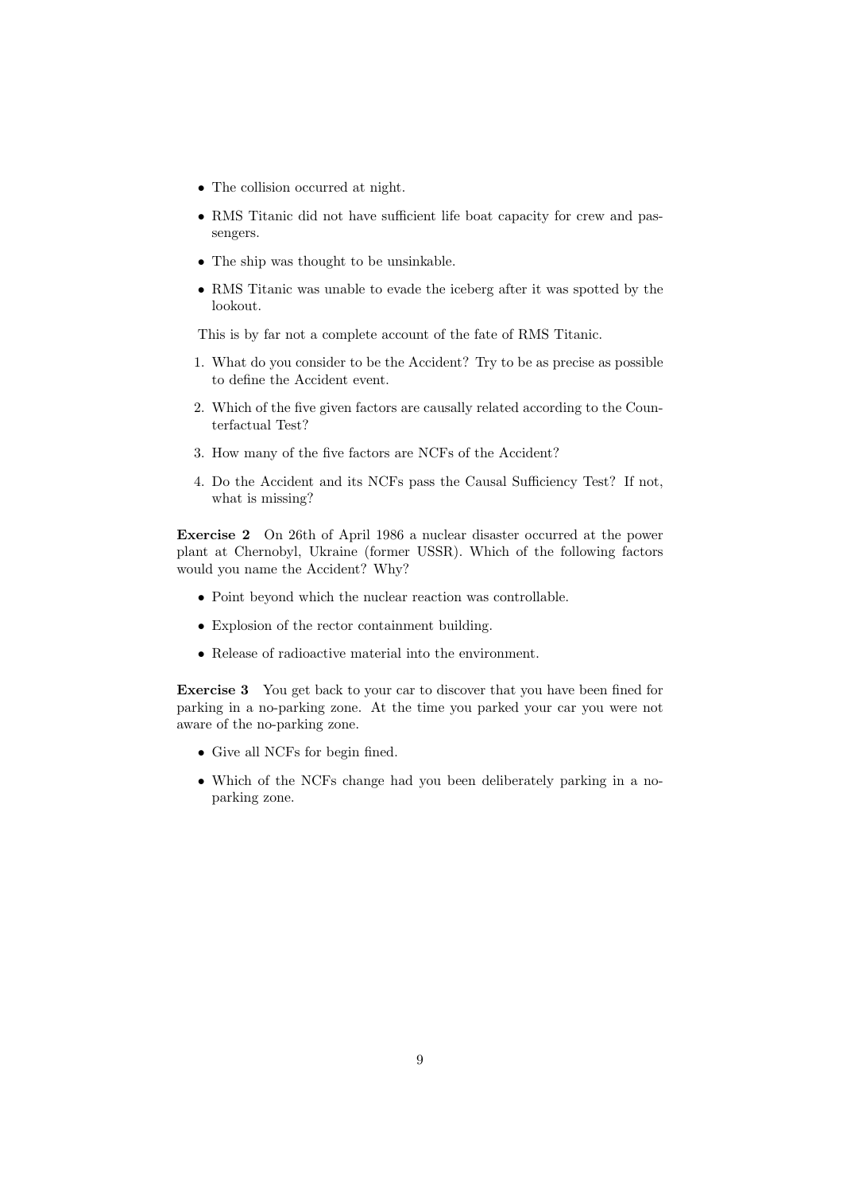- The collision occurred at night.
- RMS Titanic did not have sufficient life boat capacity for crew and passengers.
- The ship was thought to be unsinkable.
- RMS Titanic was unable to evade the iceberg after it was spotted by the lookout.

This is by far not a complete account of the fate of RMS Titanic.

1. What do you consider to be the Accident? Try to be as precise as possible to define the Accident event.
2. Which of the five given factors are causally related according to the Counterfactual Test?
3. How many of the five factors are NCFs of the Accident?
4. Do the Accident and its NCFs pass the Causal Sufficiency Test? If not, what is missing?

**Exercise 2** On 26th of April 1986 a nuclear disaster occurred at the power plant at Chernobyl, Ukraine (former USSR). Which of the following factors would you name the Accident? Why?

- Point beyond which the nuclear reaction was controllable.
- Explosion of the rector containment building.
- Release of radioactive material into the environment.

**Exercise 3** You get back to your car to discover that you have been fined for parking in a no-parking zone. At the time you parked your car you were not aware of the no-parking zone.

- Give all NCFs for begin fined.
- Which of the NCFs change had you been deliberately parking in a no-parking zone.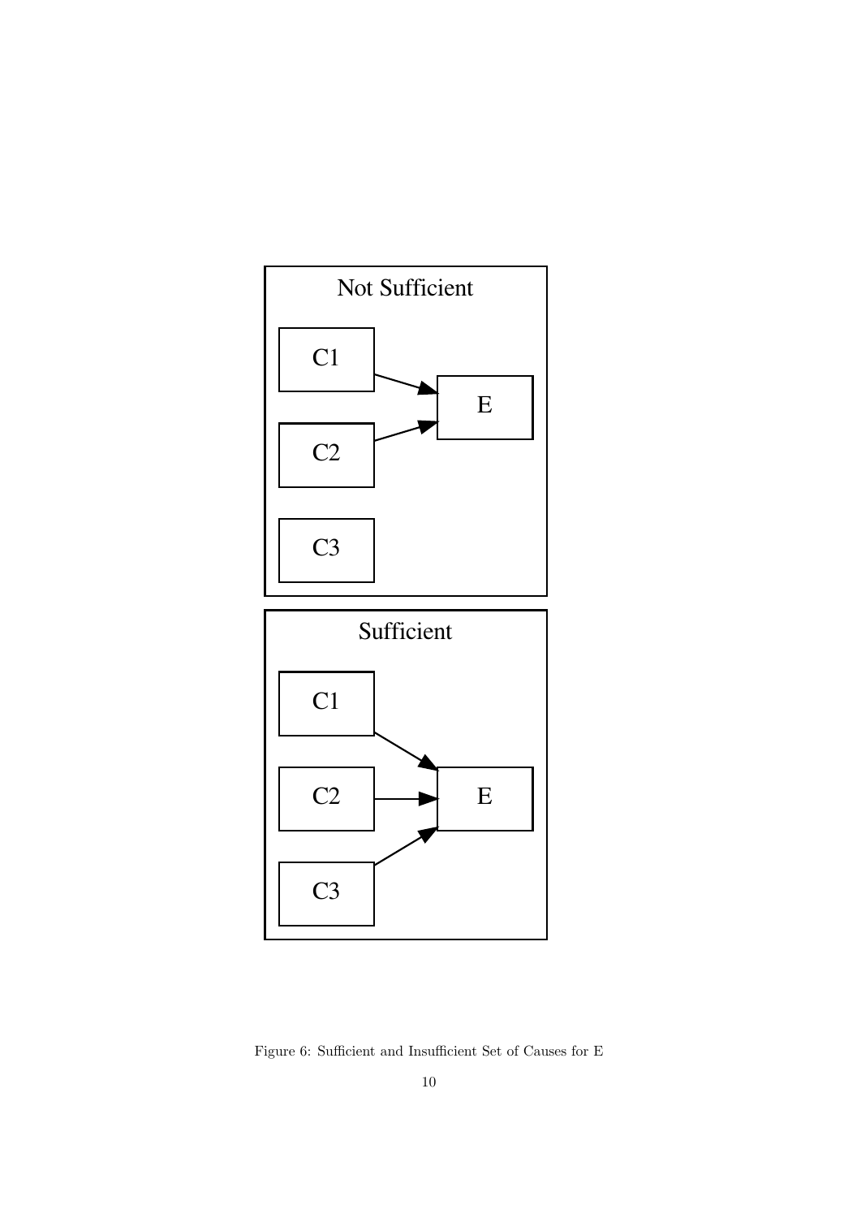Not Sufficient

C1

C2

C3

E

Sufficient

C1

C2

C3

E

Figure 6: Sufficient and Insufficient Set of Causes for E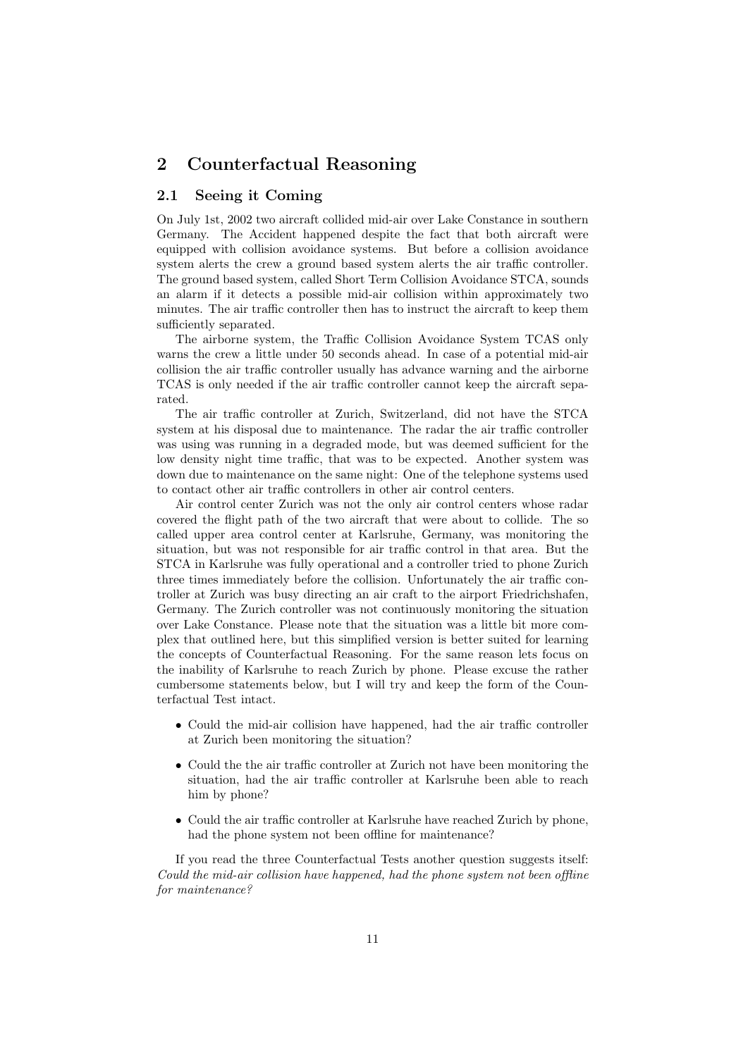## 2 Counterfactual Reasoning

### 2.1 Seeing it Coming

On July 1st, 2002 two aircraft collided mid-air over Lake Constance in southern Germany. The Accident happened despite the fact that both aircraft were equipped with collision avoidance systems. But before a collision avoidance system alerts the crew a ground based system alerts the air traffic controller. The ground based system, called Short Term Collision Avoidance STCA, sounds an alarm if it detects a possible mid-air collision within approximately two minutes. The air traffic controller then has to instruct the aircraft to keep them sufficiently separated.

The airborne system, the Traffic Collision Avoidance System TCAS only warns the crew a little under 50 seconds ahead. In case of a potential mid-air collision the air traffic controller usually has advance warning and the airborne TCAS is only needed if the air traffic controller cannot keep the aircraft separated.

The air traffic controller at Zurich, Switzerland, did not have the STCA system at his disposal due to maintenance. The radar the air traffic controller was using was running in a degraded mode, but was deemed sufficient for the low density night time traffic, that was to be expected. Another system was down due to maintenance on the same night: One of the telephone systems used to contact other air traffic controllers in other air control centers.

Air control center Zurich was not the only air control centers whose radar covered the flight path of the two aircraft that were about to collide. The so called upper area control center at Karlsruhe, Germany, was monitoring the situation, but was not responsible for air traffic control in that area. But the STCA in Karlsruhe was fully operational and a controller tried to phone Zurich three times immediately before the collision. Unfortunately the air traffic controller at Zurich was busy directing an air craft to the airport Friedrichshafen, Germany. The Zurich controller was not continuously monitoring the situation over Lake Constance. Please note that the situation was a little bit more complex that outlined here, but this simplified version is better suited for learning the concepts of Counterfactual Reasoning. For the same reason lets focus on the inability of Karlsruhe to reach Zurich by phone. Please excuse the rather cumbersome statements below, but I will try and keep the form of the Counterfactual Test intact.

- Could the mid-air collision have happened, had the air traffic controller at Zurich been monitoring the situation?
- Could the the air traffic controller at Zurich not have been monitoring the situation, had the air traffic controller at Karlsruhe been able to reach him by phone?
- Could the air traffic controller at Karlsruhe have reached Zurich by phone, had the phone system not been offline for maintenance?

If you read the three Counterfactual Tests another question suggests itself: *Could the mid-air collision have happened, had the phone system not been offline for maintenance?*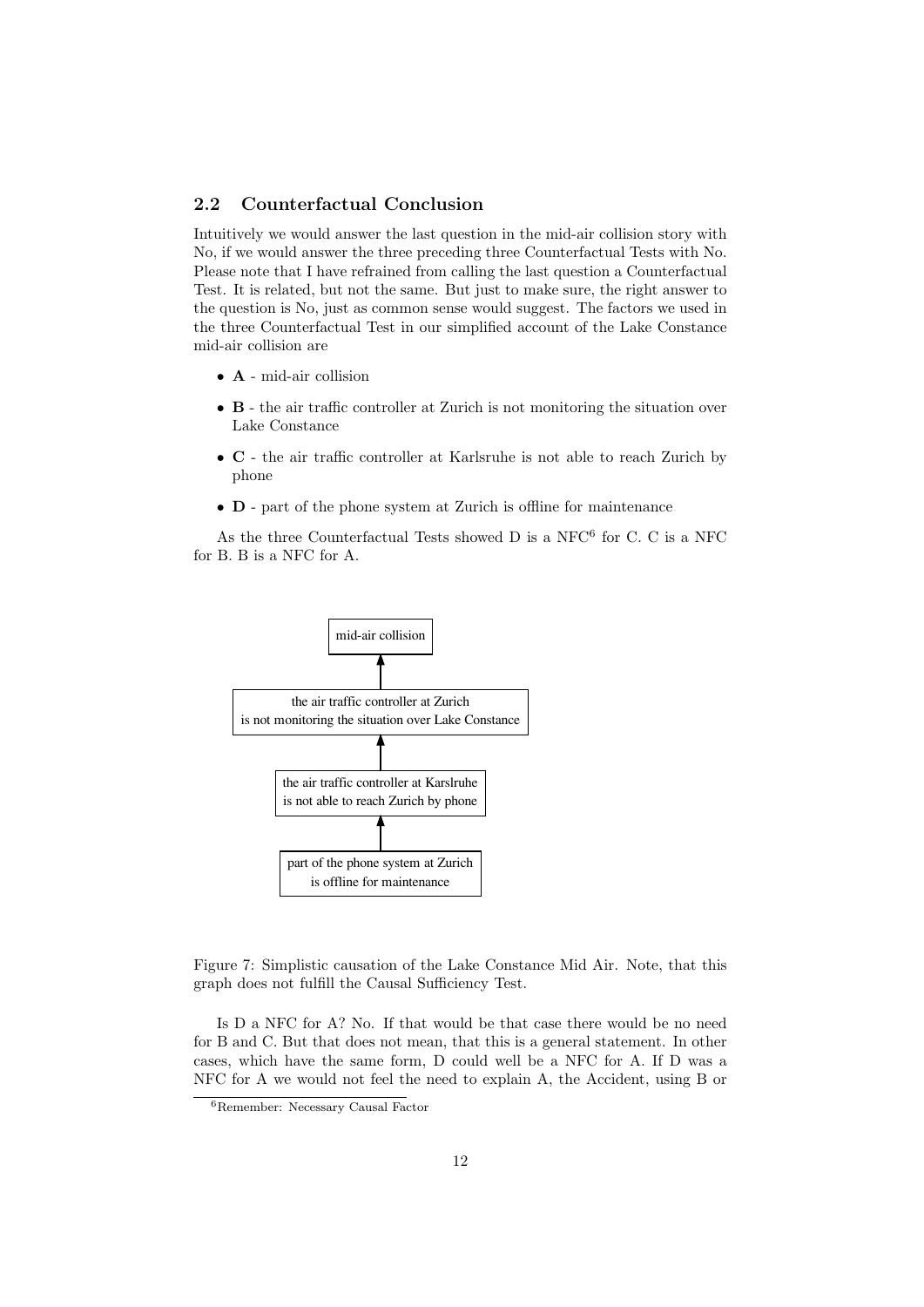## 2.2 Counterfactual Conclusion

Intuitively we would answer the last question in the mid-air collision story with No, if we would answer the three preceding three Counterfactual Tests with No. Please note that I have refrained from calling the last question a Counterfactual Test. It is related, but not the same. But just to make sure, the right answer to the question is No, just as common sense would suggest. The factors we used in the three Counterfactual Test in our simplified account of the Lake Constance mid-air collision are

- **A** - mid-air collision
- **B** - the air traffic controller at Zurich is not monitoring the situation over Lake Constance
- **C** - the air traffic controller at Karlsruhe is not able to reach Zurich by phone
- **D** - part of the phone system at Zurich is offline for maintenance

As the three Counterfactual Tests showed D is a NFC[6] for C. C is a NFC for B. B is a NFC for A.

mid-air collision

the air traffic controller at Zurich
is not monitoring the situation over Lake Constance

the air traffic controller at Karslruhe
is not able to reach Zurich by phone

part of the phone system at Zurich
is offline for maintenance

Figure 7: Simplistic causation of the Lake Constance Mid Air. Note, that this graph does not fulfill the Causal Sufficiency Test.

Is D a NFC for A? No. If that would be that case there would be no need for B and C. But that does not mean, that this is a general statement. In other cases, which have the same form, D could well be a NFC for A. If D was a NFC for A we would not feel the need to explain A, the Accident, using B or

[6] Remember: Necessary Causal Factor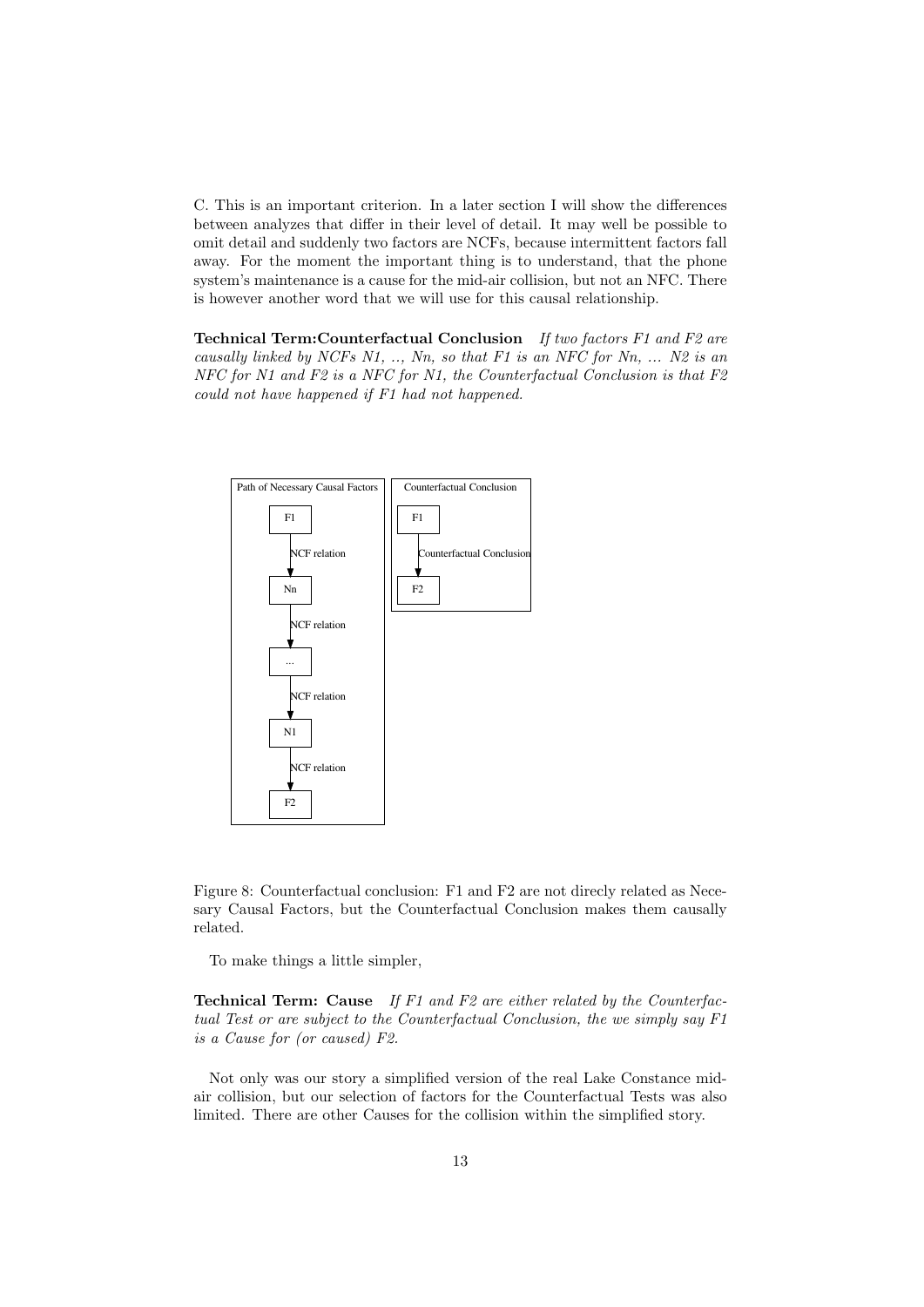C. This is an important criterion. In a later section I will show the differences between analyzes that differ in their level of detail. It may well be possible to omit detail and suddenly two factors are NCFs, because intermittent factors fall away. For the moment the important thing is to understand, that the phone system's maintenance is a cause for the mid-air collision, but not an NFC. There is however another word that we will use for this causal relationship.

**Technical Term:Counterfactual Conclusion** *If two factors F1 and F2 are causally linked by NCFs N1, .., Nn, so that F1 is an NFC for Nn, ... N2 is an NFC for N1 and F2 is a NFC for N1, the Counterfactual Conclusion is that F2 could not have happened if F1 had not happened.*

Figure 8: Counterfactual conclusion: F1 and F2 are not direcly related as Necesary Causal Factors, but the Counterfactual Conclusion makes them causally related.

To make things a little simpler,

**Technical Term: Cause** *If F1 and F2 are either related by the Counterfactual Test or are subject to the Counterfactual Conclusion, the we simply say F1 is a Cause for (or caused) F2.*

Not only was our story a simplified version of the real Lake Constance mid-air collision, but our selection of factors for the Counterfactual Tests was also limited. There are other Causes for the collision within the simplified story.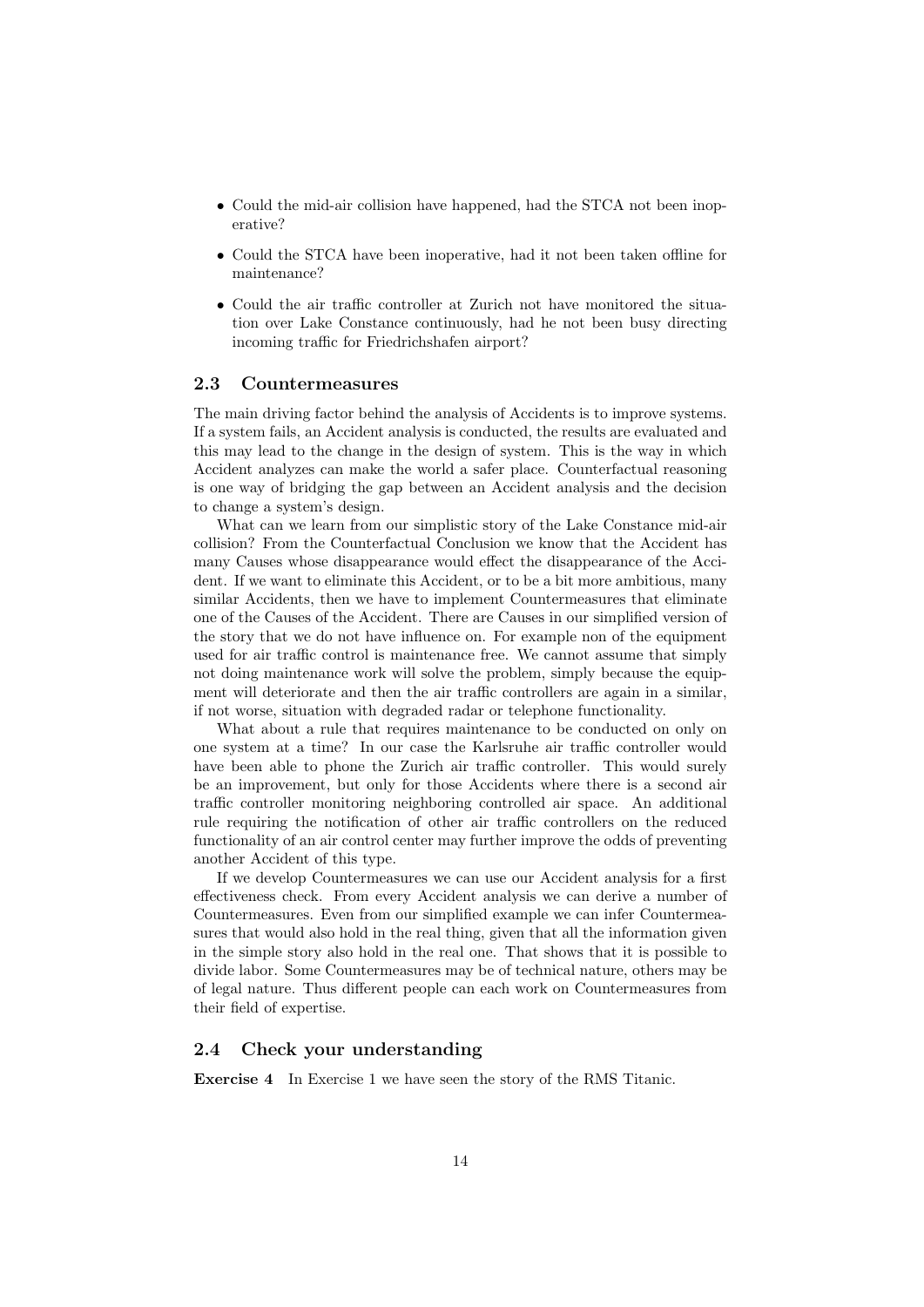- Could the mid-air collision have happened, had the STCA not been inoperative?
- Could the STCA have been inoperative, had it not been taken offline for maintenance?
- Could the air traffic controller at Zurich not have monitored the situation over Lake Constance continuously, had he not been busy directing incoming traffic for Friedrichshafen airport?

### 2.3 Countermeasures

The main driving factor behind the analysis of Accidents is to improve systems. If a system fails, an Accident analysis is conducted, the results are evaluated and this may lead to the change in the design of system. This is the way in which Accident analyzes can make the world a safer place. Counterfactual reasoning is one way of bridging the gap between an Accident analysis and the decision to change a system's design.

What can we learn from our simplistic story of the Lake Constance mid-air collision? From the Counterfactual Conclusion we know that the Accident has many Causes whose disappearance would effect the disappearance of the Accident. If we want to eliminate this Accident, or to be a bit more ambitious, many similar Accidents, then we have to implement Countermeasures that eliminate one of the Causes of the Accident. There are Causes in our simplified version of the story that we do not have influence on. For example non of the equipment used for air traffic control is maintenance free. We cannot assume that simply not doing maintenance work will solve the problem, simply because the equipment will deteriorate and then the air traffic controllers are again in a similar, if not worse, situation with degraded radar or telephone functionality.

What about a rule that requires maintenance to be conducted on only on one system at a time? In our case the Karlsruhe air traffic controller would have been able to phone the Zurich air traffic controller. This would surely be an improvement, but only for those Accidents where there is a second air traffic controller monitoring neighboring controlled air space. An additional rule requiring the notification of other air traffic controllers on the reduced functionality of an air control center may further improve the odds of preventing another Accident of this type.

If we develop Countermeasures we can use our Accident analysis for a first effectiveness check. From every Accident analysis we can derive a number of Countermeasures. Even from our simplified example we can infer Countermeasures that would also hold in the real thing, given that all the information given in the simple story also hold in the real one. That shows that it is possible to divide labor. Some Countermeasures may be of technical nature, others may be of legal nature. Thus different people can each work on Countermeasures from their field of expertise.

### 2.4 Check your understanding

**Exercise 4** In Exercise 1 we have seen the story of the RMS Titanic.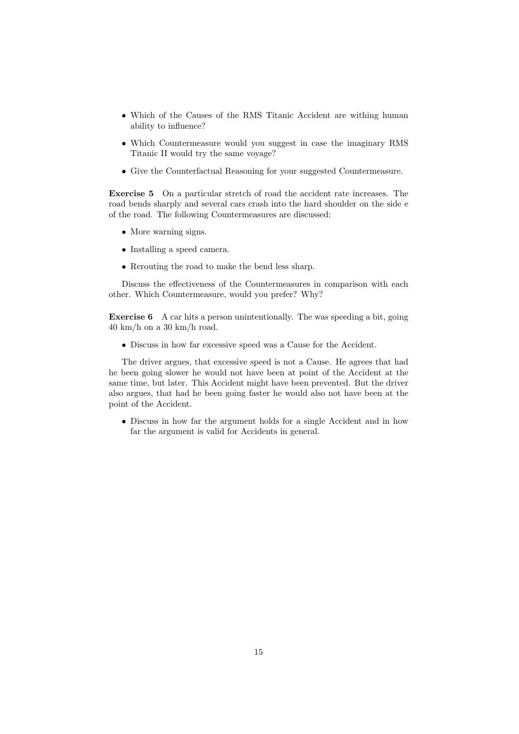- Which of the Causes of the RMS Titanic Accident are withing human ability to influence?
- Which Countermeasure would you suggest in case the imaginary RMS Titanic II would try the same voyage?
- Give the Counterfactual Reasoning for your suggested Countermeasure.

**Exercise 5** On a particular stretch of road the accident rate increases. The road bends sharply and several cars crash into the hard shoulder on the side e of the road. The following Countermeasures are discussed:

- More warning signs.
- Installing a speed camera.
- Rerouting the road to make the bend less sharp.

Discuss the effectiveness of the Countermeasures in comparison with each other. Which Countermeasure, would you prefer? Why?

**Exercise 6** A car hits a person unintentionally. The was speeding a bit, going 40 km/h on a 30 km/h road.

- Discuss in how far excessive speed was a Cause for the Accident.

The driver argues, that excessive speed is not a Cause. He agrees that had he been going slower he would not have been at point of the Accident at the same time, but later. This Accident might have been prevented. But the driver also argues, that had he been going faster he would also not have been at the point of the Accident.

- Discuss in how far the argument holds for a single Accident and in how far the argument is valid for Accidents in general.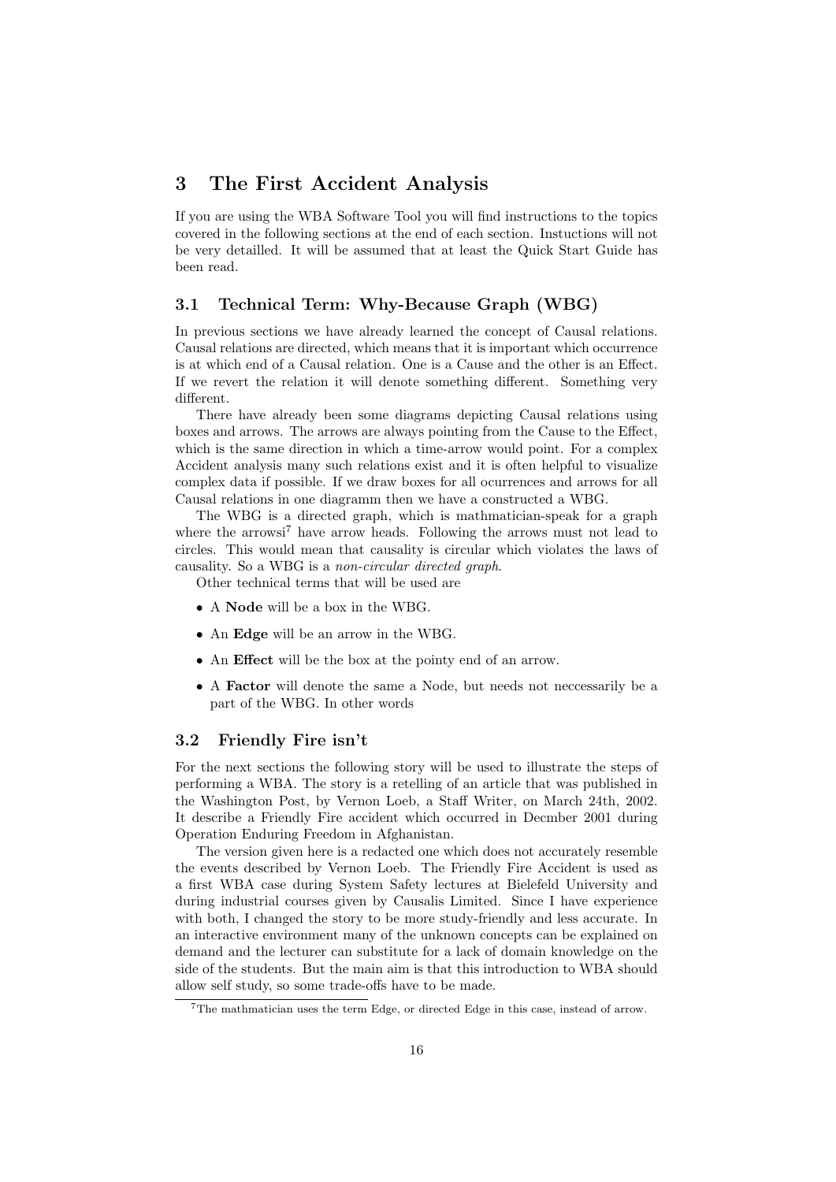# 3 The First Accident Analysis

If you are using the WBA Software Tool you will find instructions to the topics covered in the following sections at the end of each section. Instuctions will not be very detailled. It will be assumed that at least the Quick Start Guide has been read.

## 3.1 Technical Term: Why-Because Graph (WBG)

In previous sections we have already learned the concept of Causal relations. Causal relations are directed, which means that it is important which occurrence is at which end of a Causal relation. One is a Cause and the other is an Effect. If we revert the relation it will denote something different. Something very different.

There have already been some diagrams depicting Causal relations using boxes and arrows. The arrows are always pointing from the Cause to the Effect, which is the same direction in which a time-arrow would point. For a complex Accident analysis many such relations exist and it is often helpful to visualize complex data if possible. If we draw boxes for all ocurrences and arrows for all Causal relations in one diagramm then we have a constructed a WBG.

The WBG is a directed graph, which is mathmatician-speak for a graph where the arrowsi[7] have arrow heads. Following the arrows must not lead to circles. This would mean that causality is circular which violates the laws of causality. So a WBG is a *non-circular directed graph*.

Other technical terms that will be used are

- A **Node** will be a box in the WBG.
- An **Edge** will be an arrow in the WBG.
- An **Effect** will be the box at the pointy end of an arrow.
- A **Factor** will denote the same a Node, but needs not neccessarily be a part of the WBG. In other words

## 3.2 Friendly Fire isn't

For the next sections the following story will be used to illustrate the steps of performing a WBA. The story is a retelling of an article that was published in the Washington Post, by Vernon Loeb, a Staff Writer, on March 24th, 2002. It describe a Friendly Fire accident which occurred in Decmber 2001 during Operation Enduring Freedom in Afghanistan.

The version given here is a redacted one which does not accurately resemble the events described by Vernon Loeb. The Friendly Fire Accident is used as a first WBA case during System Safety lectures at Bielefeld University and during industrial courses given by Causalis Limited. Since I have experience with both, I changed the story to be more study-friendly and less accurate. In an interactive environment many of the unknown concepts can be explained on demand and the lecturer can substitute for a lack of domain knowledge on the side of the students. But the main aim is that this introduction to WBA should allow self study, so some trade-offs have to be made.

[7] The mathmatician uses the term Edge, or directed Edge in this case, instead of arrow.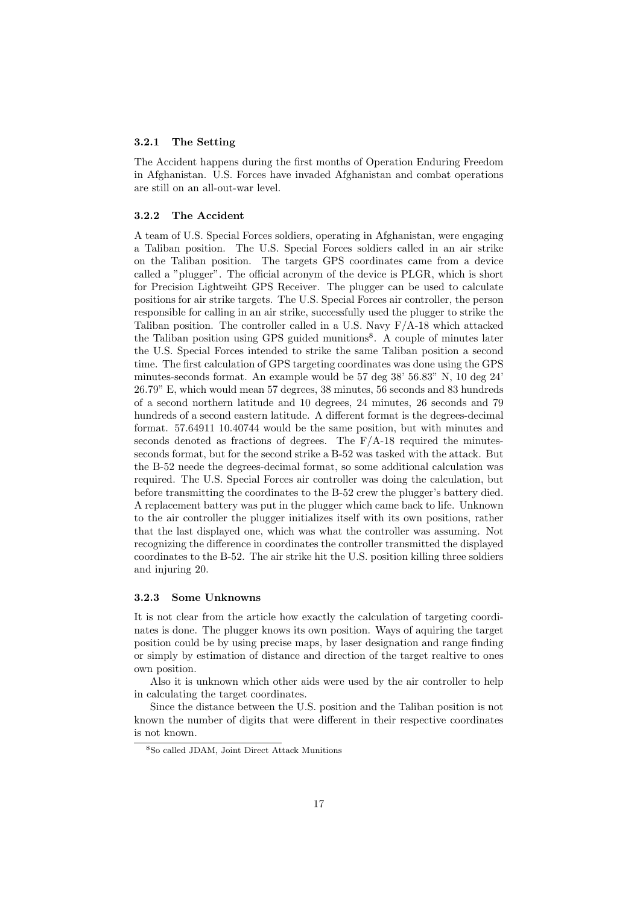### 3.2.1 The Setting

The Accident happens during the first months of Operation Enduring Freedom in Afghanistan. U.S. Forces have invaded Afghanistan and combat operations are still on an all-out-war level.

### 3.2.2 The Accident

A team of U.S. Special Forces soldiers, operating in Afghanistan, were engaging a Taliban position. The U.S. Special Forces soldiers called in an air strike on the Taliban position. The targets GPS coordinates came from a device called a "plugger". The official acronym of the device is PLGR, which is short for Precision Lightweiht GPS Receiver. The plugger can be used to calculate positions for air strike targets. The U.S. Special Forces air controller, the person responsible for calling in an air strike, successfully used the plugger to strike the Taliban position. The controller called in a U.S. Navy F/A-18 which attacked the Taliban position using GPS guided munitions[8]. A couple of minutes later the U.S. Special Forces intended to strike the same Taliban position a second time. The first calculation of GPS targeting coordinates was done using the GPS minutes-seconds format. An example would be 57 deg 38' 56.83" N, 10 deg 24' 26.79" E, which would mean 57 degrees, 38 minutes, 56 seconds and 83 hundreds of a second northern latitude and 10 degrees, 24 minutes, 26 seconds and 79 hundreds of a second eastern latitude. A different format is the degrees-decimal format. 57.64911 10.40744 would be the same position, but with minutes and seconds denoted as fractions of degrees. The F/A-18 required the minutes-seconds format, but for the second strike a B-52 was tasked with the attack. But the B-52 neede the degrees-decimal format, so some additional calculation was required. The U.S. Special Forces air controller was doing the calculation, but before transmitting the coordinates to the B-52 crew the plugger's battery died. A replacement battery was put in the plugger which came back to life. Unknown to the air controller the plugger initializes itself with its own positions, rather that the last displayed one, which was what the controller was assuming. Not recognizing the difference in coordinates the controller transmitted the displayed coordinates to the B-52. The air strike hit the U.S. position killing three soldiers and injuring 20.

### 3.2.3 Some Unknowns

It is not clear from the article how exactly the calculation of targeting coordinates is done. The plugger knows its own position. Ways of aquiring the target position could be by using precise maps, by laser designation and range finding or simply by estimation of distance and direction of the target realtive to ones own position.

Also it is unknown which other aids were used by the air controller to help in calculating the target coordinates.

Since the distance between the U.S. position and the Taliban position is not known the number of digits that were different in their respective coordinates is not known.

[8] So called JDAM, Joint Direct Attack Munitions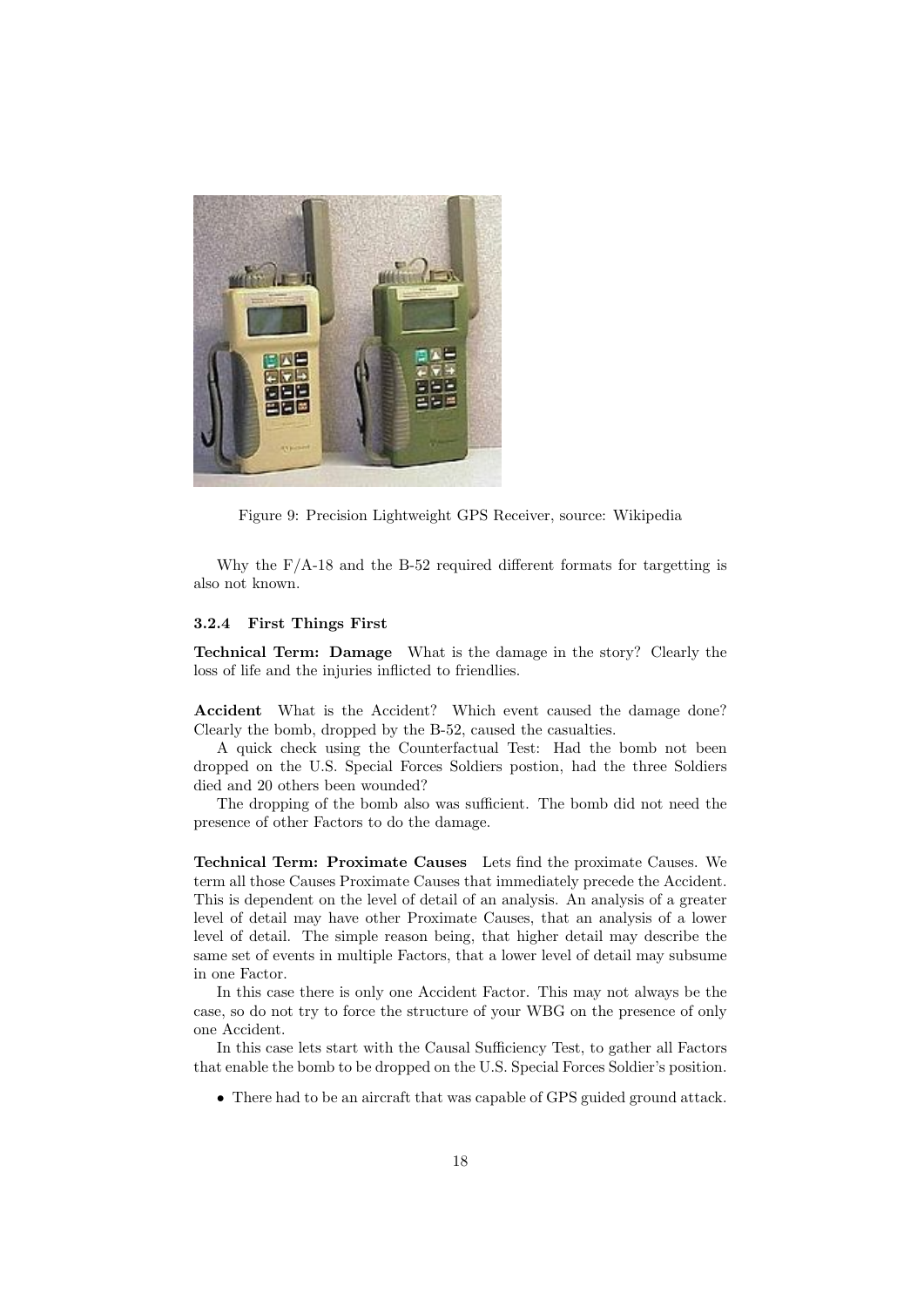Figure 9: Precision Lightweight GPS Receiver, source: Wikipedia

Why the F/A-18 and the B-52 required different formats for targetting is also not known.

#### 3.2.4 First Things First

**Technical Term: Damage** What is the damage in the story? Clearly the loss of life and the injuries inflicted to friendlies.

**Accident** What is the Accident? Which event caused the damage done? Clearly the bomb, dropped by the B-52, caused the casualties.

A quick check using the Counterfactual Test: Had the bomb not been dropped on the U.S. Special Forces Soldiers postion, had the three Soldiers died and 20 others been wounded?

The dropping of the bomb also was sufficient. The bomb did not need the presence of other Factors to do the damage.

**Technical Term: Proximate Causes** Lets find the proximate Causes. We term all those Causes Proximate Causes that immediately precede the Accident. This is dependent on the level of detail of an analysis. An analysis of a greater level of detail may have other Proximate Causes, that an analysis of a lower level of detail. The simple reason being, that higher detail may describe the same set of events in multiple Factors, that a lower level of detail may subsume in one Factor.

In this case there is only one Accident Factor. This may not always be the case, so do not try to force the structure of your WBG on the presence of only one Accident.

In this case lets start with the Causal Sufficiency Test, to gather all Factors that enable the bomb to be dropped on the U.S. Special Forces Soldier's position.

- There had to be an aircraft that was capable of GPS guided ground attack.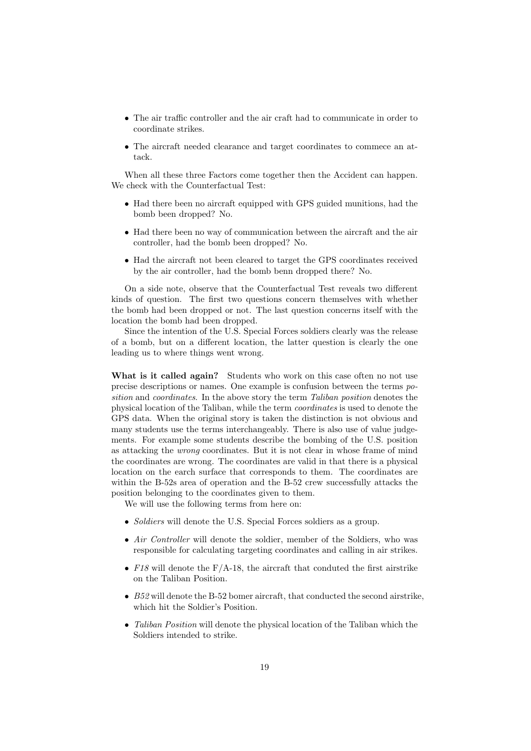- The air traffic controller and the air craft had to communicate in order to coordinate strikes.
- The aircraft needed clearance and target coordinates to commece an attack.

When all these three Factors come together then the Accident can happen. We check with the Counterfactual Test:

- Had there been no aircraft equipped with GPS guided munitions, had the bomb been dropped? No.
- Had there been no way of communication between the aircraft and the air controller, had the bomb been dropped? No.
- Had the aircraft not been cleared to target the GPS coordinates received by the air controller, had the bomb benn dropped there? No.

On a side note, observe that the Counterfactual Test reveals two different kinds of question. The first two questions concern themselves with whether the bomb had been dropped or not. The last question concerns itself with the location the bomb had been dropped.

Since the intention of the U.S. Special Forces soldiers clearly was the release of a bomb, but on a different location, the latter question is clearly the one leading us to where things went wrong.

**What is it called again?** Students who work on this case often no not use precise descriptions or names. One example is confusion between the terms *position* and *coordinates*. In the above story the term *Taliban position* denotes the physical location of the Taliban, while the term *coordinates* is used to denote the GPS data. When the original story is taken the distinction is not obvious and many students use the terms interchangeably. There is also use of value judgements. For example some students describe the bombing of the U.S. position as attacking the *wrong* coordinates. But it is not clear in whose frame of mind the coordinates are wrong. The coordinates are valid in that there is a physical location on the earch surface that corresponds to them. The coordinates are within the B-52s area of operation and the B-52 crew successfully attacks the position belonging to the coordinates given to them.

We will use the following terms from here on:

- *Soldiers* will denote the U.S. Special Forces soldiers as a group.
- *Air Controller* will denote the soldier, member of the Soldiers, who was responsible for calculating targeting coordinates and calling in air strikes.
- *F18* will denote the F/A-18, the aircraft that conduted the first airstrike on the Taliban Position.
- *B52* will denote the B-52 bomer aircraft, that conducted the second airstrike, which hit the Soldier's Position.
- *Taliban Position* will denote the physical location of the Taliban which the Soldiers intended to strike.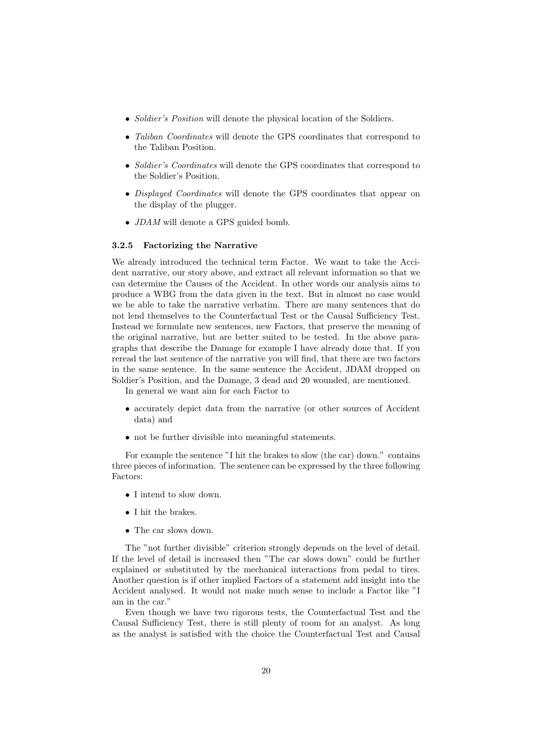- *Soldier's Position* will denote the physical location of the Soldiers.
- *Taliban Coordinates* will denote the GPS coordinates that correspond to the Taliban Position.
- *Soldier's Coordinates* will denote the GPS coordinates that correspond to the Soldier's Position.
- *Displayed Coordinates* will denote the GPS coordinates that appear on the display of the plugger.
- *JDAM* will denote a GPS guided bomb.

### 3.2.5 Factorizing the Narrative

We already introduced the technical term Factor. We want to take the Accident narrative, our story above, and extract all relevant information so that we can determine the Causes of the Accident. In other words our analysis aims to produce a WBG from the data given in the text. But in almost no case would we be able to take the narrative verbatim. There are many sentences that do not lend themselves to the Counterfactual Test or the Causal Sufficiency Test. Instead we formulate new sentences, new Factors, that preserve the meaning of the original narrative, but are better suited to be tested. In the above paragraphs that describe the Damage for example I have already done that. If you reread the last sentence of the narrative you will find, that there are two factors in the same sentence. In the same sentence the Accident, JDAM dropped on Soldier's Position, and the Damage, 3 dead and 20 wounded, are mentioned.

In general we want aim for each Factor to

- accurately depict data from the narrative (or other sources of Accident data) and
- not be further divisible into meaningful statements.

For example the sentence "I hit the brakes to slow (the car) down." contains three pieces of information. The sentence can be expressed by the three following Factors:

- I intend to slow down.
- I hit the brakes.
- The car slows down.

The "not further divisible" criterion strongly depends on the level of detail. If the level of detail is increased then "The car slows down" could be further explained or substituted by the mechanical interactions from pedal to tires. Another question is if other implied Factors of a statement add insight into the Accident analysed. It would not make much sense to include a Factor like "I am in the car."

Even though we have two rigorous tests, the Counterfactual Test and the Causal Sufficiency Test, there is still plenty of room for an analyst. As long as the analyst is satisfied with the choice the Counterfactual Test and Causal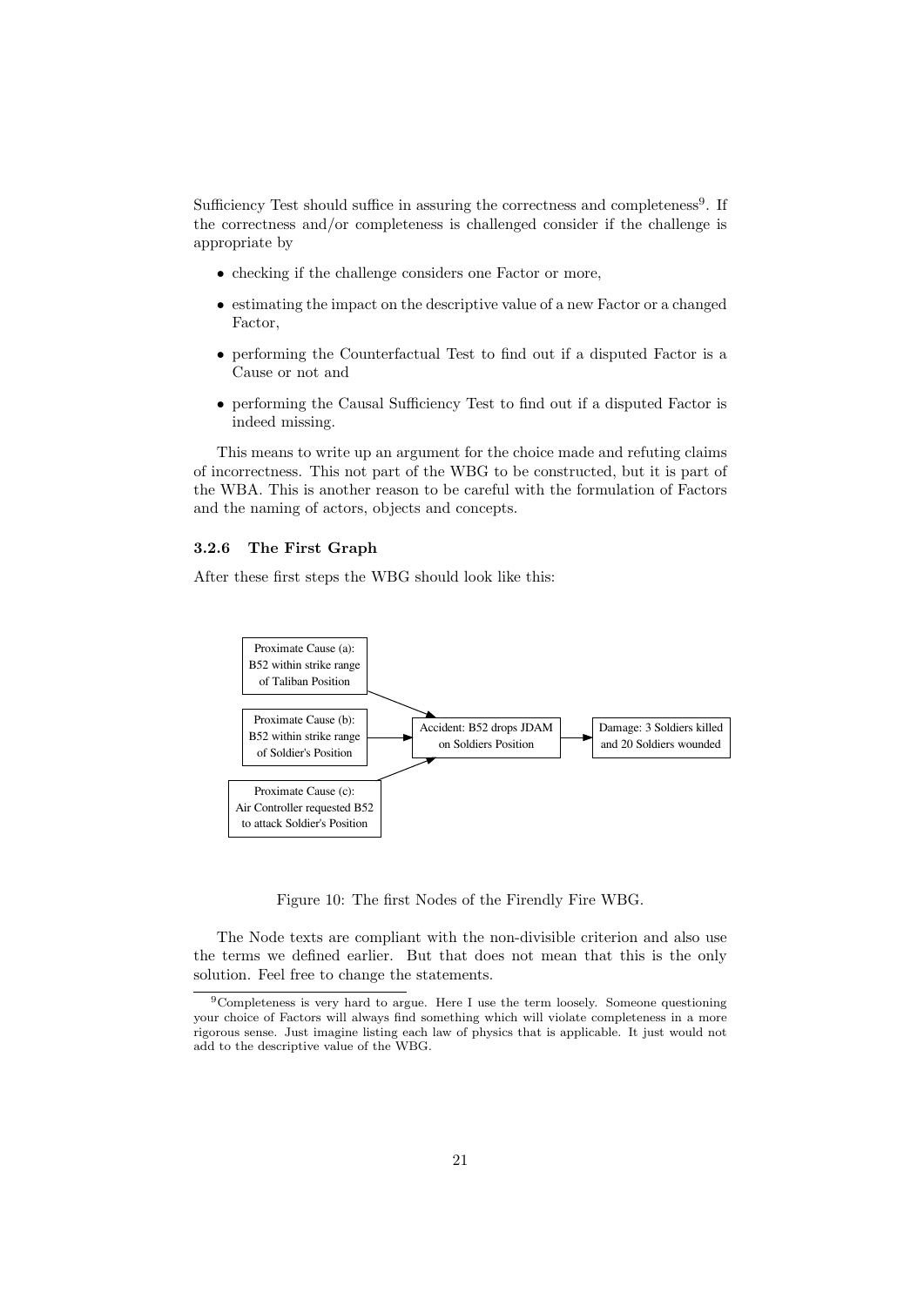Sufficiency Test should suffice in assuring the correctness and completeness[9]. If the correctness and/or completeness is challenged consider if the challenge is appropriate by

- checking if the challenge considers one Factor or more,
- estimating the impact on the descriptive value of a new Factor or a changed Factor,
- performing the Counterfactual Test to find out if a disputed Factor is a Cause or not and
- performing the Causal Sufficiency Test to find out if a disputed Factor is indeed missing.

This means to write up an argument for the choice made and refuting claims of incorrectness. This not part of the WBG to be constructed, but it is part of the WBA. This is another reason to be careful with the formulation of Factors and the naming of actors, objects and concepts.

### 3.2.6 The First Graph

After these first steps the WBG should look like this:

Proximate Cause (a): B52 within strike range of Taliban Position

Proximate Cause (b): B52 within strike range of Soldier's Position

Proximate Cause (c): Air Controller requested B52 to attack Soldier's Position

Accident: B52 drops JDAM on Soldiers Position

Damage: 3 Soldiers killed and 20 Soldiers wounded

Figure 10: The first Nodes of the Firendly Fire WBG.

The Node texts are compliant with the non-divisible criterion and also use the terms we defined earlier. But that does not mean that this is the only solution. Feel free to change the statements.

[9] Completeness is very hard to argue. Here I use the term loosely. Someone questioning your choice of Factors will always find something which will violate completeness in a more rigorous sense. Just imagine listing each law of physics that is applicable. It just would not add to the descriptive value of the WBG.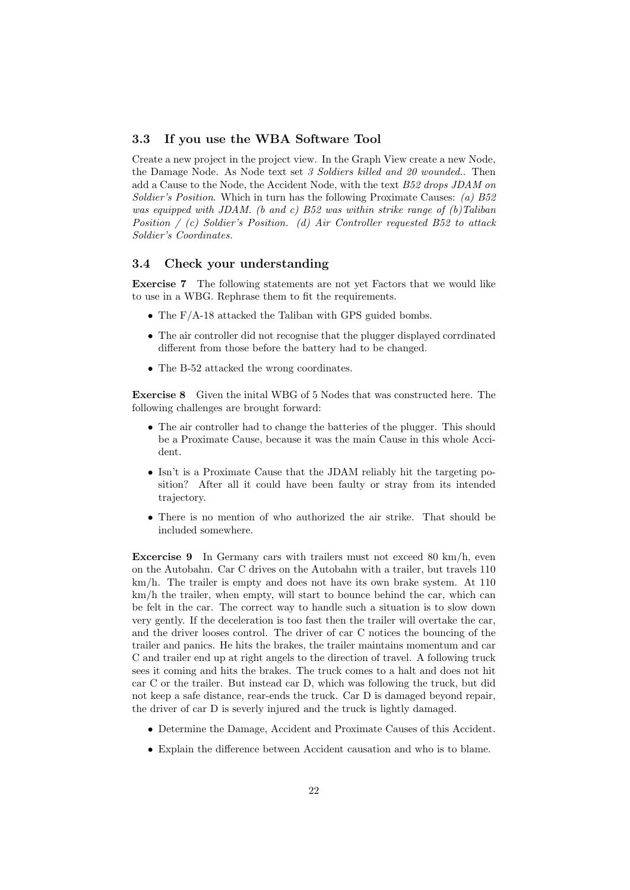### 3.3 If you use the WBA Software Tool

Create a new project in the project view. In the Graph View create a new Node, the Damage Node. As Node text set *3 Soldiers killed and 20 wounded.*. Then add a Cause to the Node, the Accident Node, with the text *B52 drops JDAM on Soldier's Position*. Which in turn has the following Proximate Causes: *(a) B52 was equipped with JDAM. (b and c) B52 was within strike range of (b)Taliban Position / (c) Soldier's Position. (d) Air Controller requested B52 to attack Soldier's Coordinates.*

### 3.4 Check your understanding

**Exercise 7** The following statements are not yet Factors that we would like to use in a WBG. Rephrase them to fit the requirements.

- The F/A-18 attacked the Taliban with GPS guided bombs.
- The air controller did not recognise that the plugger displayed corrdinated different from those before the battery had to be changed.
- The B-52 attacked the wrong coordinates.

**Exercise 8** Given the inital WBG of 5 Nodes that was constructed here. The following challenges are brought forward:

- The air controller had to change the batteries of the plugger. This should be a Proximate Cause, because it was the main Cause in this whole Accident.
- Isn't is a Proximate Cause that the JDAM reliably hit the targeting position? After all it could have been faulty or stray from its intended trajectory.
- There is no mention of who authorized the air strike. That should be included somewhere.

**Excercise 9** In Germany cars with trailers must not exceed 80 km/h, even on the Autobahn. Car C drives on the Autobahn with a trailer, but travels 110 km/h. The trailer is empty and does not have its own brake system. At 110 km/h the trailer, when empty, will start to bounce behind the car, which can be felt in the car. The correct way to handle such a situation is to slow down very gently. If the deceleration is too fast then the trailer will overtake the car, and the driver looses control. The driver of car C notices the bouncing of the trailer and panics. He hits the brakes, the trailer maintains momentum and car C and trailer end up at right angels to the direction of travel. A following truck sees it coming and hits the brakes. The truck comes to a halt and does not hit car C or the trailer. But instead car D, which was following the truck, but did not keep a safe distance, rear-ends the truck. Car D is damaged beyond repair, the driver of car D is severly injured and the truck is lightly damaged.

- Determine the Damage, Accident and Proximate Causes of this Accident.
- Explain the difference between Accident causation and who is to blame.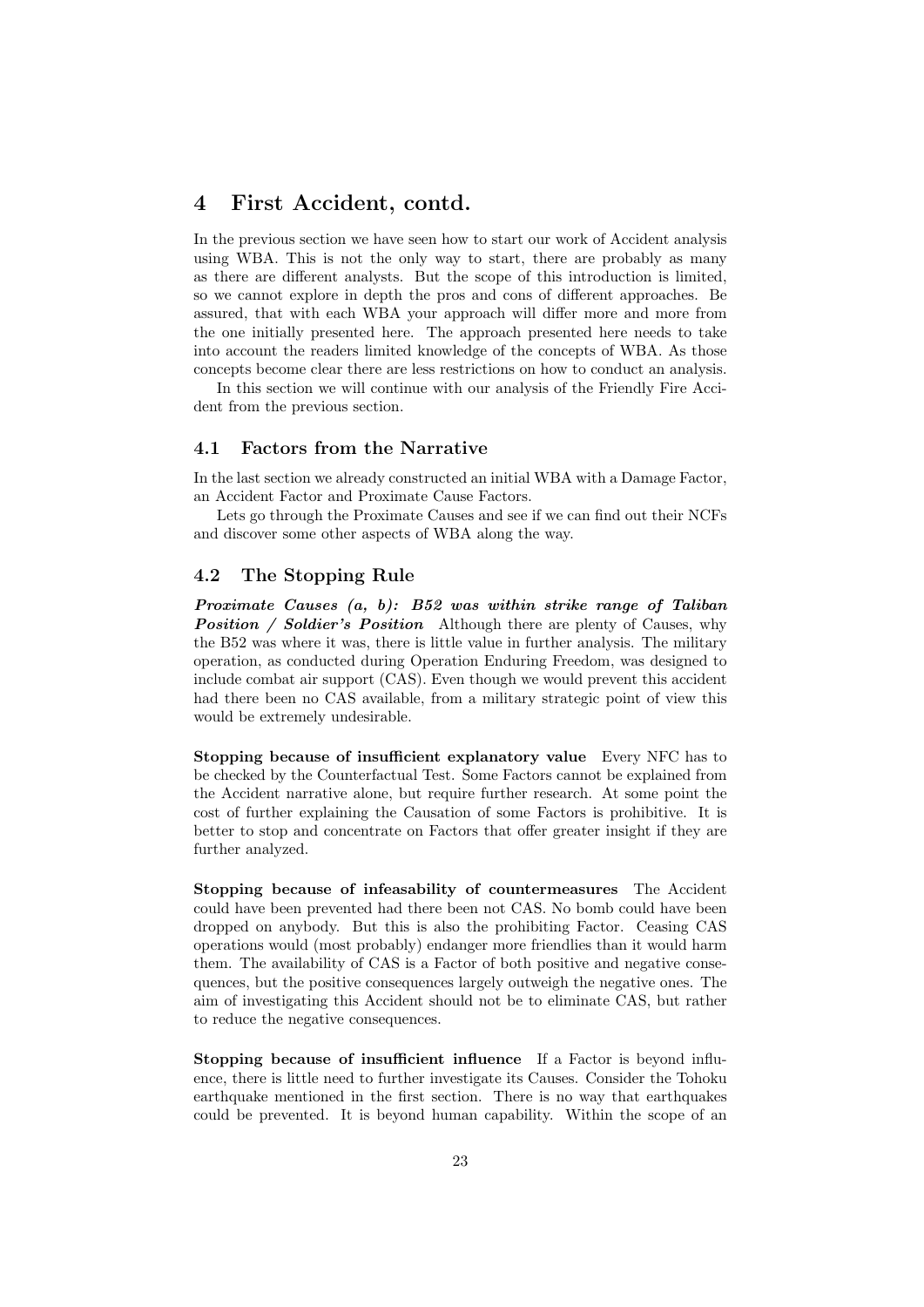# 4 First Accident, contd.

In the previous section we have seen how to start our work of Accident analysis using WBA. This is not the only way to start, there are probably as many as there are different analysts. But the scope of this introduction is limited, so we cannot explore in depth the pros and cons of different approaches. Be assured, that with each WBA your approach will differ more and more from the one initially presented here. The approach presented here needs to take into account the readers limited knowledge of the concepts of WBA. As those concepts become clear there are less restrictions on how to conduct an analysis.

In this section we will continue with our analysis of the Friendly Fire Accident from the previous section.

## 4.1 Factors from the Narrative

In the last section we already constructed an initial WBA with a Damage Factor, an Accident Factor and Proximate Cause Factors.

Lets go through the Proximate Causes and see if we can find out their NCFs and discover some other aspects of WBA along the way.

## 4.2 The Stopping Rule

***Proximate Causes (a, b): B52 was within strike range of Taliban Position / Soldier's Position*** Although there are plenty of Causes, why the B52 was where it was, there is little value in further analysis. The military operation, as conducted during Operation Enduring Freedom, was designed to include combat air support (CAS). Even though we would prevent this accident had there been no CAS available, from a military strategic point of view this would be extremely undesirable.

**Stopping because of insufficient explanatory value** Every NFC has to be checked by the Counterfactual Test. Some Factors cannot be explained from the Accident narrative alone, but require further research. At some point the cost of further explaining the Causation of some Factors is prohibitive. It is better to stop and concentrate on Factors that offer greater insight if they are further analyzed.

**Stopping because of infeasability of countermeasures** The Accident could have been prevented had there been not CAS. No bomb could have been dropped on anybody. But this is also the prohibiting Factor. Ceasing CAS operations would (most probably) endanger more friendlies than it would harm them. The availability of CAS is a Factor of both positive and negative consequences, but the positive consequences largely outweigh the negative ones. The aim of investigating this Accident should not be to eliminate CAS, but rather to reduce the negative consequences.

**Stopping because of insufficient influence** If a Factor is beyond influence, there is little need to further investigate its Causes. Consider the Tohoku earthquake mentioned in the first section. There is no way that earthquakes could be prevented. It is beyond human capability. Within the scope of an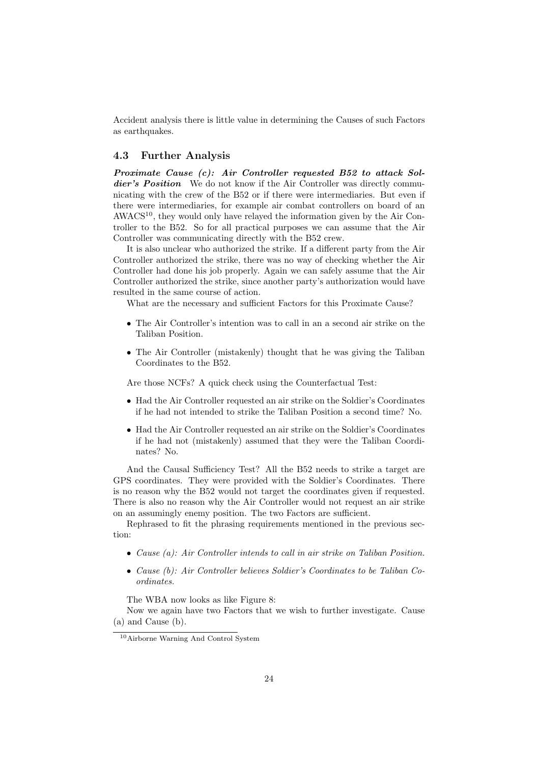Accident analysis there is little value in determining the Causes of such Factors as earthquakes.

### 4.3 Further Analysis

***Proximate Cause (c): Air Controller requested B52 to attack Soldier's Position*** We do not know if the Air Controller was directly communicating with the crew of the B52 or if there were intermediaries. But even if there were intermediaries, for example air combat controllers on board of an AWACS[10], they would only have relayed the information given by the Air Controller to the B52. So for all practical purposes we can assume that the Air Controller was communicating directly with the B52 crew.

It is also unclear who authorized the strike. If a different party from the Air Controller authorized the strike, there was no way of checking whether the Air Controller had done his job properly. Again we can safely assume that the Air Controller authorized the strike, since another party's authorization would have resulted in the same course of action.

What are the necessary and sufficient Factors for this Proximate Cause?

- The Air Controller's intention was to call in an a second air strike on the Taliban Position.
- The Air Controller (mistakenly) thought that he was giving the Taliban Coordinates to the B52.

Are those NCFs? A quick check using the Counterfactual Test:

- Had the Air Controller requested an air strike on the Soldier's Coordinates if he had not intended to strike the Taliban Position a second time? No.
- Had the Air Controller requested an air strike on the Soldier's Coordinates if he had not (mistakenly) assumed that they were the Taliban Coordinates? No.

And the Causal Sufficiency Test? All the B52 needs to strike a target are GPS coordinates. They were provided with the Soldier's Coordinates. There is no reason why the B52 would not target the coordinates given if requested. There is also no reason why the Air Controller would not request an air strike on an assumingly enemy position. The two Factors are sufficient.

Rephrased to fit the phrasing requirements mentioned in the previous section:

- *Cause (a): Air Controller intends to call in air strike on Taliban Position.*
- *Cause (b): Air Controller believes Soldier's Coordinates to be Taliban Coordinates.*

The WBA now looks as like Figure 8:

Now we again have two Factors that we wish to further investigate. Cause (a) and Cause (b).

[10] Airborne Warning And Control System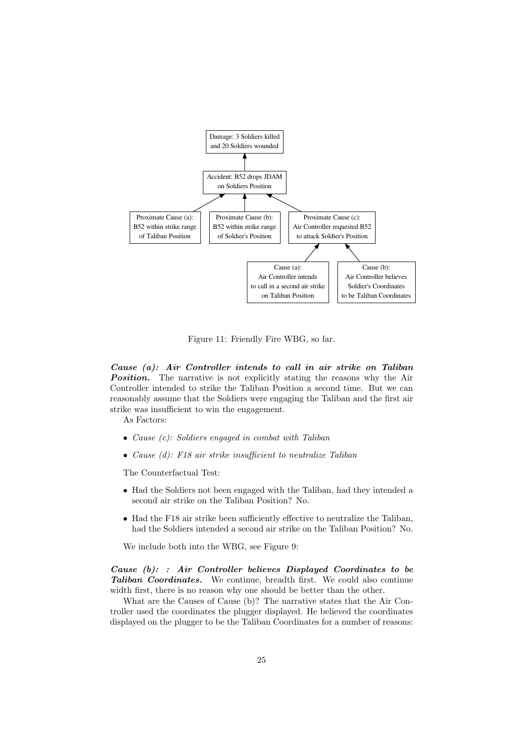Damage: 3 Soldiers killed and 20 Soldiers wounded

Accident: B52 drops JDAM on Soldiers Position

Proximate Cause (a): B52 within strike range of Taliban Position

Proximate Cause (b): B52 within strike range of Soldier's Position

Proximate Cause (c): Air Controller requested B52 to attack Soldier's Position

Cause (a): Air Controller intends to call in a second air strike on Taliban Position

Cause (b): Air Controller believes Soldier's Coordinates to be Taliban Coordinates

Figure 11: Friendly Fire WBG, so far.

***Cause (a): Air Controller intends to call in air strike on Taliban Position.*** The narrative is not explicitly stating the reasons why the Air Controller intended to strike the Taliban Position a second time. But we can reasonably assume that the Soldiers were engaging the Taliban and the first air strike was insufficient to win the engagement.

As Factors:

- *Cause (c): Soldiers engaged in combat with Taliban*
- *Cause (d): F18 air strike insufficient to neutralize Taliban*

The Counterfactual Test:

- Had the Soldiers not been engaged with the Taliban, had they intended a second air strike on the Taliban Position? No.
- Had the F18 air strike been sufficiently effective to neutralize the Taliban, had the Soldiers intended a second air strike on the Taliban Position? No.

We include both into the WBG, see Figure 9:

***Cause (b): : Air Controller believes Displayed Coordinates to be Taliban Coordinates.*** We continue, breadth first. We could also continue width first, there is no reason why one should be better than the other.

What are the Causes of Cause (b)? The narrative states that the Air Controller used the coordinates the plugger displayed. He believed the coordinates displayed on the plugger to be the Taliban Coordinates for a number of reasons: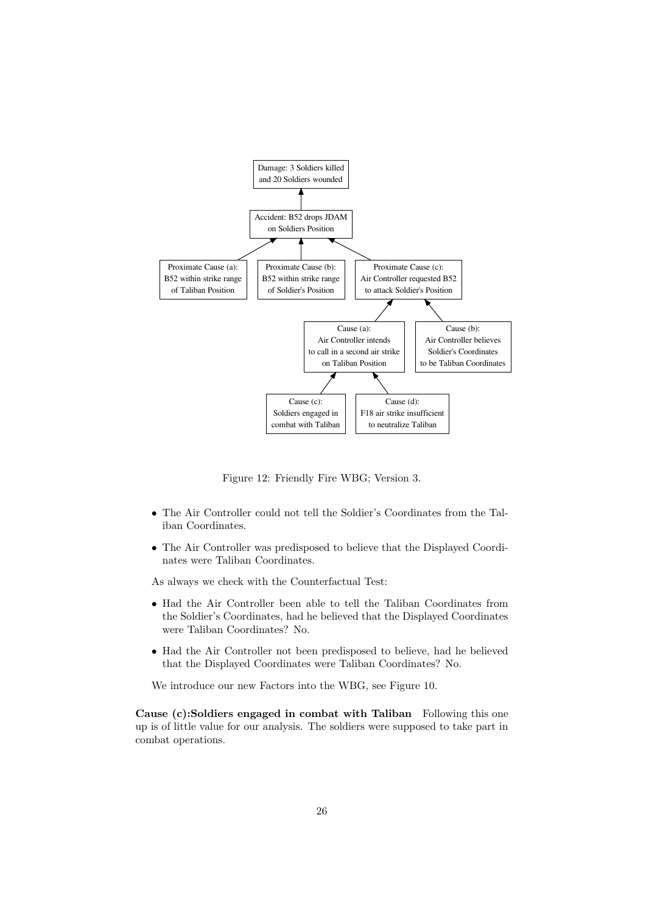Figure 12: Friendly Fire WBG; Version 3.

- The Air Controller could not tell the Soldier's Coordinates from the Taliban Coordinates.
- The Air Controller was predisposed to believe that the Displayed Coordinates were Taliban Coordinates.

As always we check with the Counterfactual Test:

- Had the Air Controller been able to tell the Taliban Coordinates from the Soldier's Coordinates, had he believed that the Displayed Coordinates were Taliban Coordinates? No.
- Had the Air Controller not been predisposed to believe, had he believed that the Displayed Coordinates were Taliban Coordinates? No.

We introduce our new Factors into the WBG, see Figure 10.

**Cause (c):Soldiers engaged in combat with Taliban** Following this one up is of little value for our analysis. The soldiers were supposed to take part in combat operations.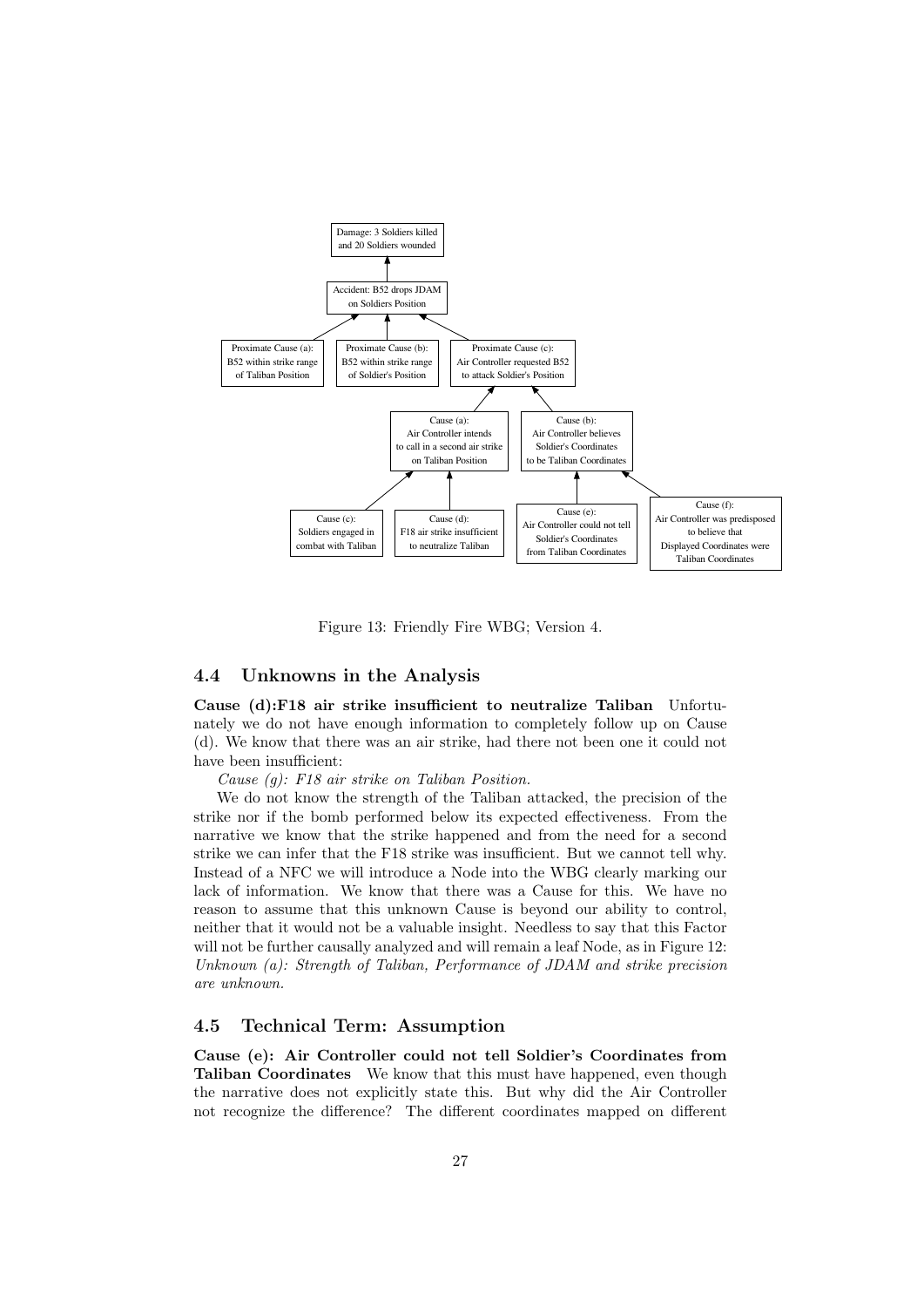Figure 13: Friendly Fire WBG; Version 4.

### 4.4 Unknowns in the Analysis

**Cause (d):F18 air strike insufficient to neutralize Taliban** Unfortunately we do not have enough information to completely follow up on Cause (d). We know that there was an air strike, had there not been one it could not have been insufficient:

*Cause (g): F18 air strike on Taliban Position.*

We do not know the strength of the Taliban attacked, the precision of the strike nor if the bomb performed below its expected effectiveness. From the narrative we know that the strike happened and from the need for a second strike we can infer that the F18 strike was insufficient. But we cannot tell why. Instead of a NFC we will introduce a Node into the WBG clearly marking our lack of information. We know that there was a Cause for this. We have no reason to assume that this unknown Cause is beyond our ability to control, neither that it would not be a valuable insight. Needless to say that this Factor will not be further causally analyzed and will remain a leaf Node, as in Figure 12: *Unknown (a): Strength of Taliban, Performance of JDAM and strike precision are unknown.*

### 4.5 Technical Term: Assumption

**Cause (e): Air Controller could not tell Soldier's Coordinates from Taliban Coordinates** We know that this must have happened, even though the narrative does not explicitly state this. But why did the Air Controller not recognize the difference? The different coordinates mapped on different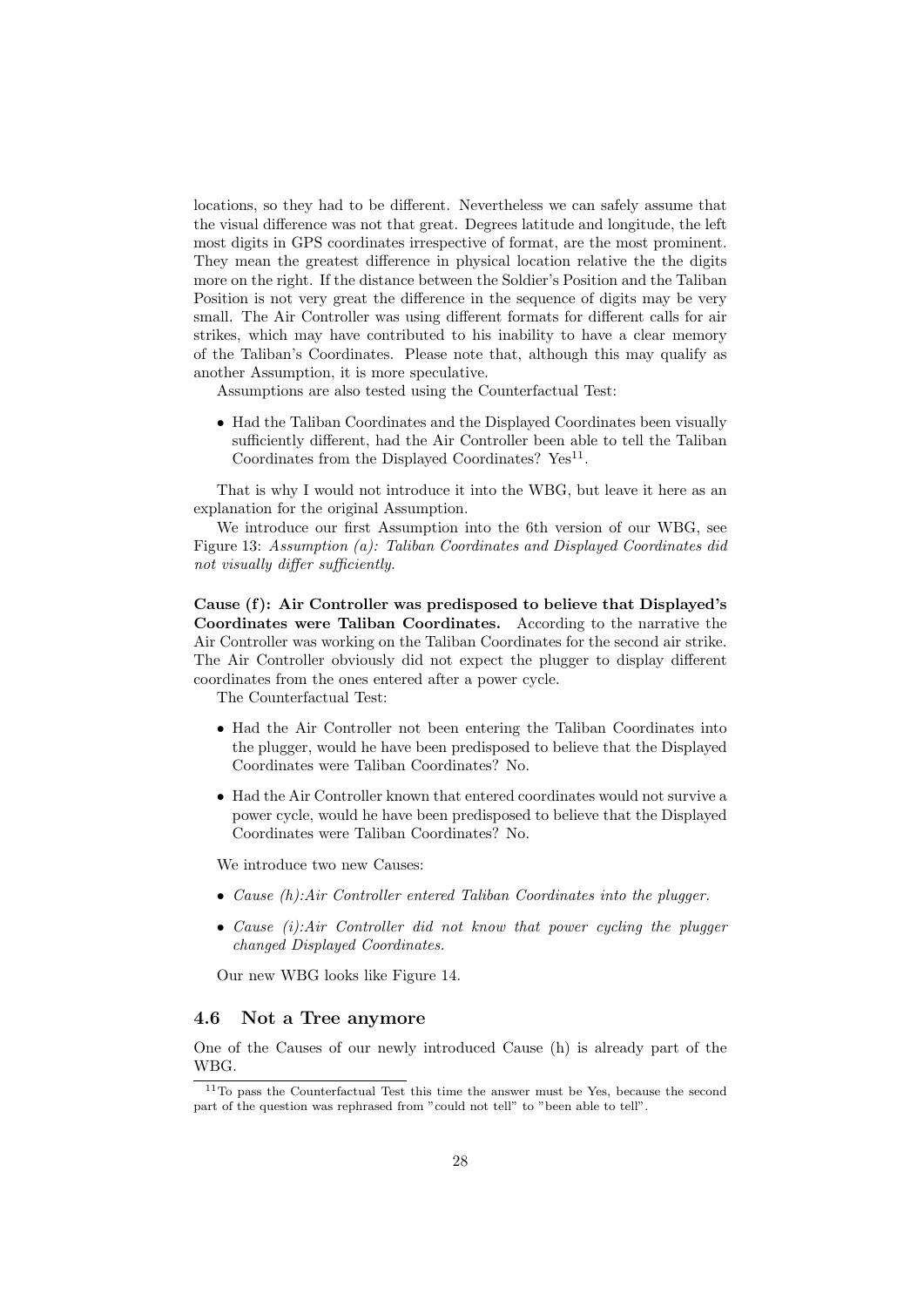locations, so they had to be different. Nevertheless we can safely assume that the visual difference was not that great. Degrees latitude and longitude, the left most digits in GPS coordinates irrespective of format, are the most prominent. They mean the greatest difference in physical location relative the the digits more on the right. If the distance between the Soldier's Position and the Taliban Position is not very great the difference in the sequence of digits may be very small. The Air Controller was using different formats for different calls for air strikes, which may have contributed to his inability to have a clear memory of the Taliban's Coordinates. Please note that, although this may qualify as another Assumption, it is more speculative.

Assumptions are also tested using the Counterfactual Test:

- Had the Taliban Coordinates and the Displayed Coordinates been visually sufficiently different, had the Air Controller been able to tell the Taliban Coordinates from the Displayed Coordinates? Yes[11].

That is why I would not introduce it into the WBG, but leave it here as an explanation for the original Assumption.

We introduce our first Assumption into the 6th version of our WBG, see Figure 13: *Assumption (a): Taliban Coordinates and Displayed Coordinates did not visually differ sufficiently.*

**Cause (f): Air Controller was predisposed to believe that Displayed's Coordinates were Taliban Coordinates.** According to the narrative the Air Controller was working on the Taliban Coordinates for the second air strike. The Air Controller obviously did not expect the plugger to display different coordinates from the ones entered after a power cycle.

The Counterfactual Test:

- Had the Air Controller not been entering the Taliban Coordinates into the plugger, would he have been predisposed to believe that the Displayed Coordinates were Taliban Coordinates? No.
- Had the Air Controller known that entered coordinates would not survive a power cycle, would he have been predisposed to believe that the Displayed Coordinates were Taliban Coordinates? No.

We introduce two new Causes:

- *Cause (h):Air Controller entered Taliban Coordinates into the plugger.*
- *Cause (i):Air Controller did not know that power cycling the plugger changed Displayed Coordinates.*

Our new WBG looks like Figure 14.

### 4.6 Not a Tree anymore

One of the Causes of our newly introduced Cause (h) is already part of the WBG.

[11] To pass the Counterfactual Test this time the answer must be Yes, because the second part of the question was rephrased from "could not tell" to "been able to tell".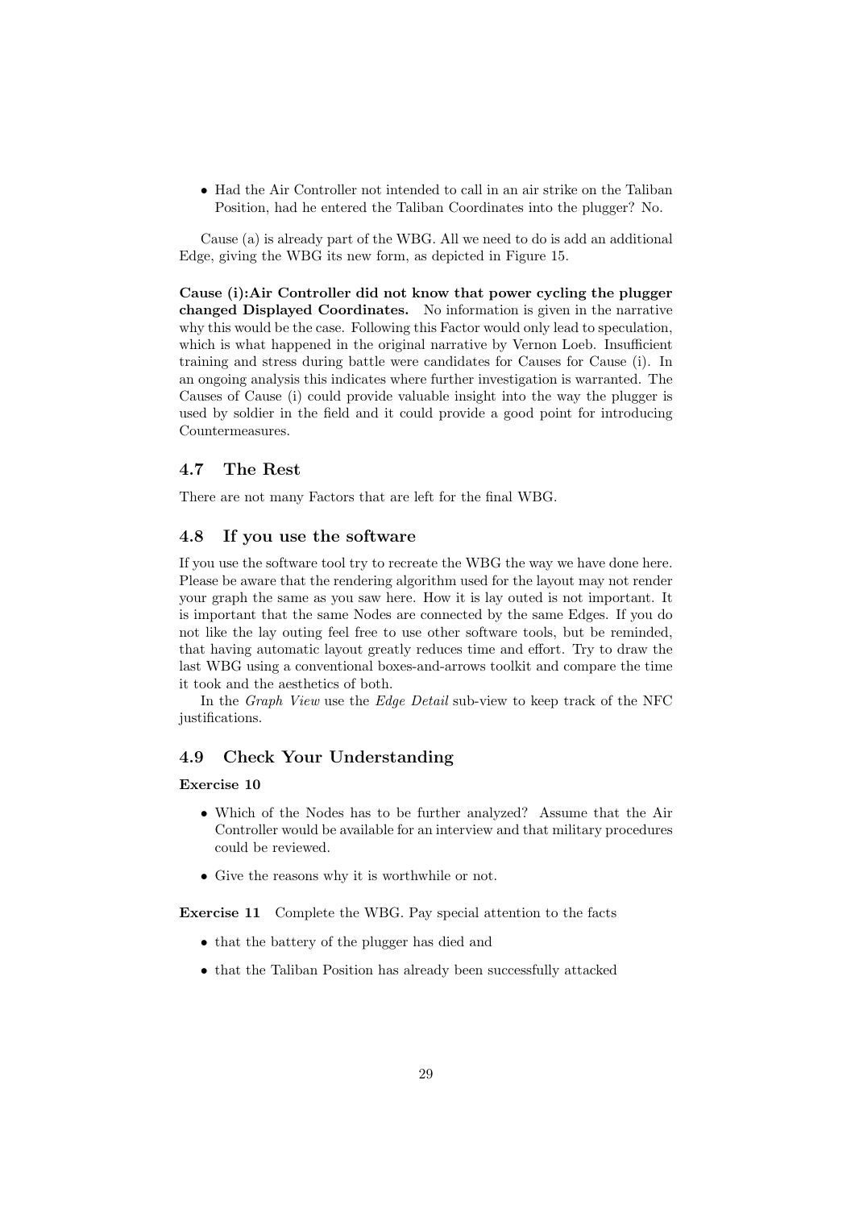- Had the Air Controller not intended to call in an air strike on the Taliban Position, had he entered the Taliban Coordinates into the plugger? No.

Cause (a) is already part of the WBG. All we need to do is add an additional Edge, giving the WBG its new form, as depicted in Figure 15.

**Cause (i):Air Controller did not know that power cycling the plugger changed Displayed Coordinates.** No information is given in the narrative why this would be the case. Following this Factor would only lead to speculation, which is what happened in the original narrative by Vernon Loeb. Insufficient training and stress during battle were candidates for Causes for Cause (i). In an ongoing analysis this indicates where further investigation is warranted. The Causes of Cause (i) could provide valuable insight into the way the plugger is used by soldier in the field and it could provide a good point for introducing Countermeasures.

### 4.7 The Rest

There are not many Factors that are left for the final WBG.

### 4.8 If you use the software

If you use the software tool try to recreate the WBG the way we have done here. Please be aware that the rendering algorithm used for the layout may not render your graph the same as you saw here. How it is lay outed is not important. It is important that the same Nodes are connected by the same Edges. If you do not like the lay outing feel free to use other software tools, but be reminded, that having automatic layout greatly reduces time and effort. Try to draw the last WBG using a conventional boxes-and-arrows toolkit and compare the time it took and the aesthetics of both.

In the *Graph View* use the *Edge Detail* sub-view to keep track of the NFC justifications.

### 4.9 Check Your Understanding

**Exercise 10**

- Which of the Nodes has to be further analyzed? Assume that the Air Controller would be available for an interview and that military procedures could be reviewed.
- Give the reasons why it is worthwhile or not.

**Exercise 11** Complete the WBG. Pay special attention to the facts

- that the battery of the plugger has died and
- that the Taliban Position has already been successfully attacked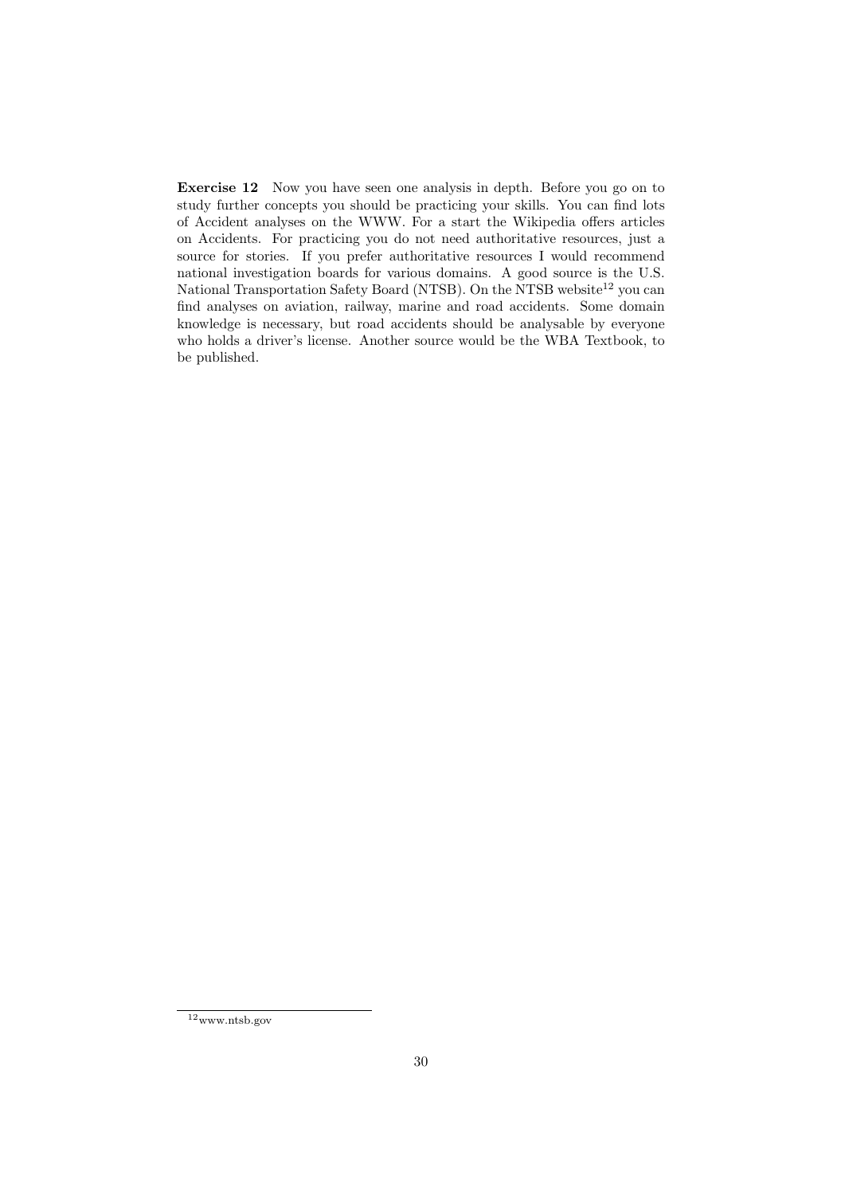**Exercise 12** Now you have seen one analysis in depth. Before you go on to study further concepts you should be practicing your skills. You can find lots of Accident analyses on the WWW. For a start the Wikipedia offers articles on Accidents. For practicing you do not need authoritative resources, just a source for stories. If you prefer authoritative resources I would recommend national investigation boards for various domains. A good source is the U.S. National Transportation Safety Board (NTSB). On the NTSB website[12] you can find analyses on aviation, railway, marine and road accidents. Some domain knowledge is necessary, but road accidents should be analysable by everyone who holds a driver's license. Another source would be the WBA Textbook, to be published.

[12] www.ntsb.gov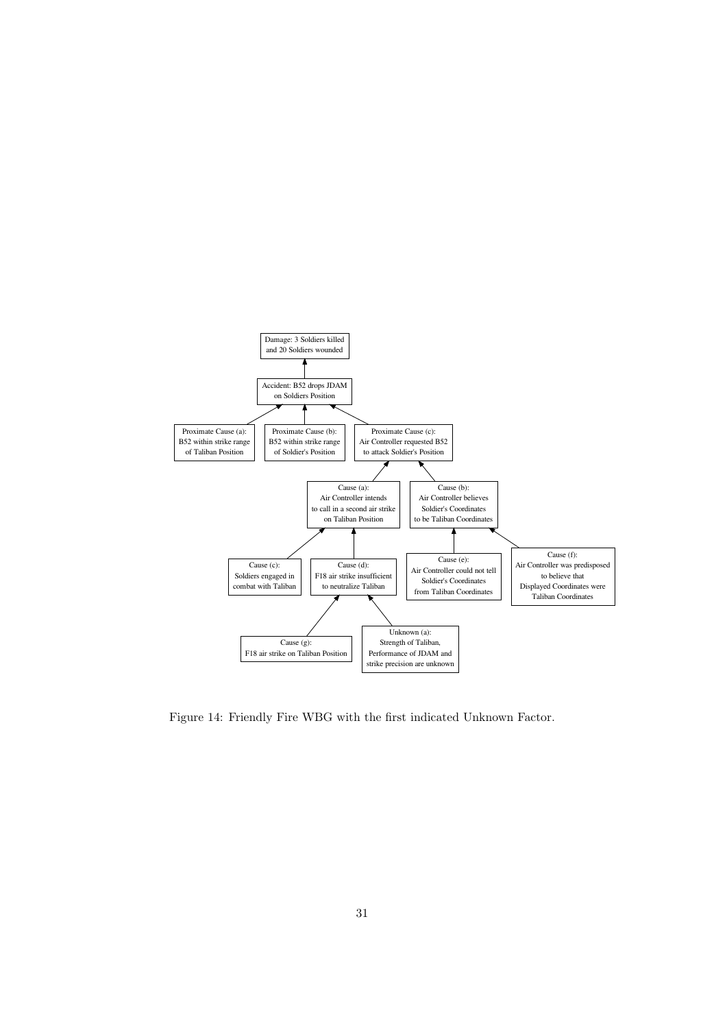Figure 14: Friendly Fire WBG with the first indicated Unknown Factor.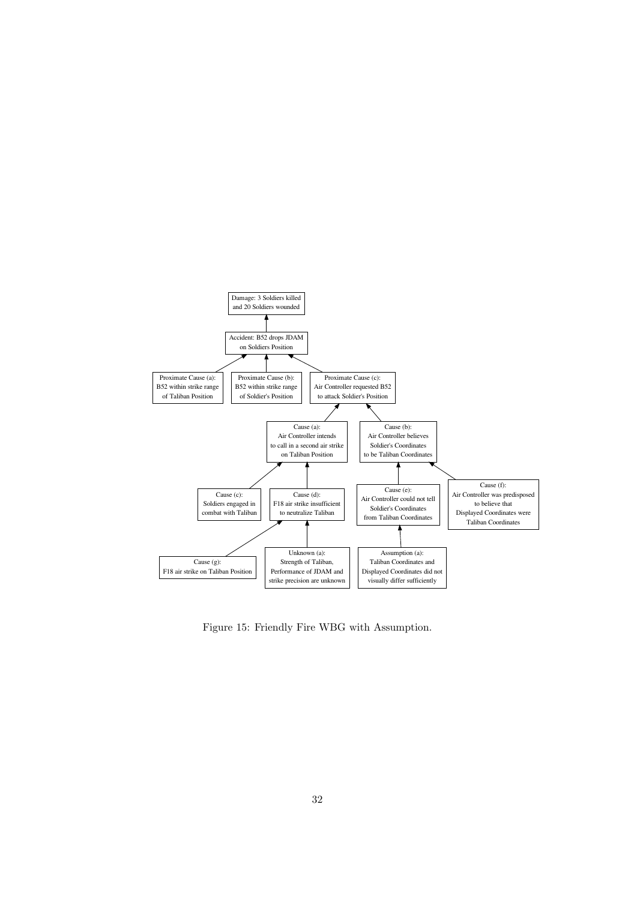Damage: 3 Soldiers killed and 20 Soldiers wounded

Accident: B52 drops JDAM on Soldiers Position

Proximate Cause (a): B52 within strike range of Taliban Position

Proximate Cause (b): B52 within strike range of Soldier's Position

Proximate Cause (c): Air Controller requested B52 to attack Soldier's Position

Cause (a): Air Controller intends to call in a second air strike on Taliban Position

Cause (b): Air Controller believes Soldier's Coordinates to be Taliban Coordinates

Cause (c): Soldiers engaged in combat with Taliban

Cause (d): F18 air strike insufficient to neutralize Taliban

Cause (e): Air Controller could not tell Soldier's Coordinates from Taliban Coordinates

Cause (f): Air Controller was predisposed to believe that Displayed Coordinates were Taliban Coordinates

Cause (g): F18 air strike on Taliban Position

Unknown (a): Strength of Taliban, Performance of JDAM and strike precision are unknown

Assumption (a): Taliban Coordinates and Displayed Coordinates did not visually differ sufficiently

Figure 15: Friendly Fire WBG with Assumption.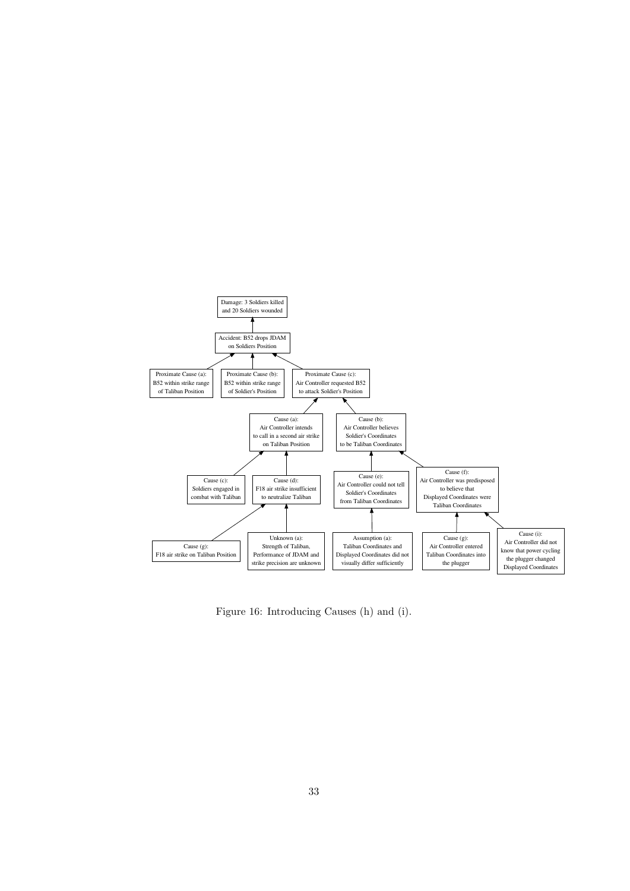Damage: 3 Soldiers killed and 20 Soldiers wounded

Accident: B52 drops JDAM on Soldiers Position

Proximate Cause (a): B52 within strike range of Taliban Position

Proximate Cause (b): B52 within strike range of Soldier's Position

Proximate Cause (c): Air Controller requested B52 to attack Soldier's Position

Cause (a): Air Controller intends to call in a second air strike on Taliban Position

Cause (b): Air Controller believes Soldier's Coordinates to be Taliban Coordinates

Cause (c): Soldiers engaged in combat with Taliban

Cause (d): F18 air strike insufficient to neutralize Taliban

Cause (e): Air Controller could not tell Soldier's Coordinates from Taliban Coordinates

Cause (f): Air Controller was predisposed to believe that Displayed Coordinates were Taliban Coordinates

Cause (g): F18 air strike on Taliban Position

Unknown (a): Strength of Taliban, Performance of JDAM and strike precision are unknown

Assumption (a): Taliban Coordinates and Displayed Coordinates did not visually differ sufficiently

Cause (g): Air Controller entered Taliban Coordinates into the plugger

Cause (i): Air Controller did not know that power cycling the plugger changed Displayed Coordinates

Figure 16: Introducing Causes (h) and (i).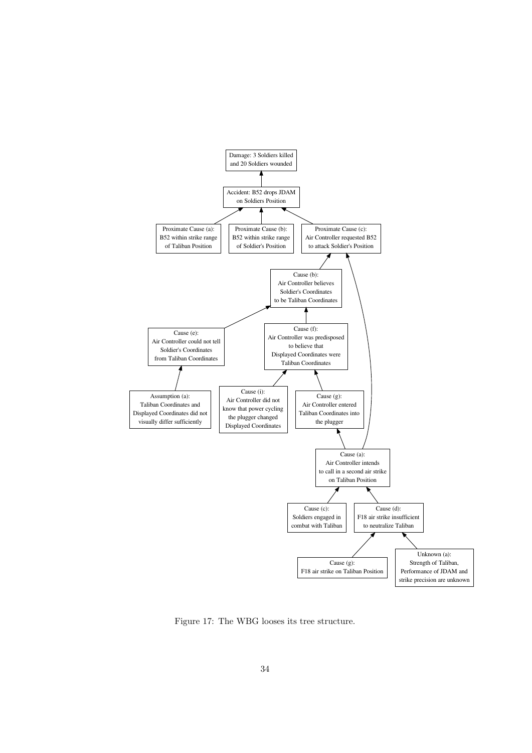Damage: 3 Soldiers killed and 20 Soldiers wounded

Accident: B52 drops JDAM on Soldiers Position

Proximate Cause (a): B52 within strike range of Taliban Position

Proximate Cause (b): B52 within strike range of Soldier's Position

Proximate Cause (c): Air Controller requested B52 to attack Soldier's Position

Cause (b): Air Controller believes Soldier's Coordinates to be Taliban Coordinates

Cause (e): Air Controller could not tell Soldier's Coordinates from Taliban Coordinates

Cause (f): Air Controller was predisposed to believe that Displayed Coordinates were Taliban Coordinates

Assumption (a): Taliban Coordinates and Displayed Coordinates did not visually differ sufficiently

Cause (i): Air Controller did not know that power cycling the plugger changed Displayed Coordinates

Cause (g): Air Controller entered Taliban Coordinates into the plugger

Cause (a): Air Controller intends to call in a second air strike on Taliban Position

Cause (c): Soldiers engaged in combat with Taliban

Cause (d): F18 air strike insufficient to neutralize Taliban

Cause (g): F18 air strike on Taliban Position

Unknown (a): Strength of Taliban, Performance of JDAM and strike precision are unknown

Figure 17: The WBG looses its tree structure.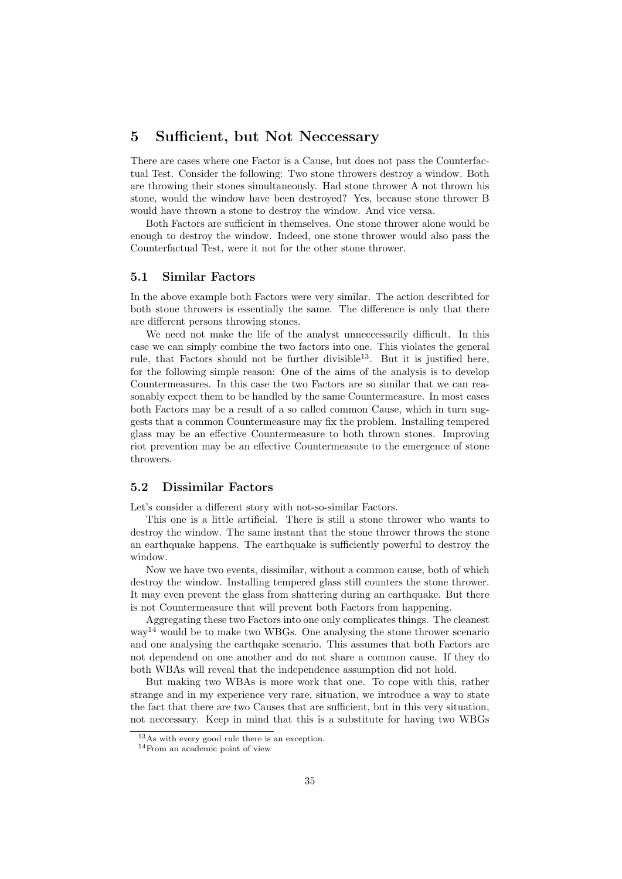## 5 Sufficient, but Not Neccessary

There are cases where one Factor is a Cause, but does not pass the Counterfactual Test. Consider the following: Two stone throwers destroy a window. Both are throwing their stones simultaneously. Had stone thrower A not thrown his stone, would the window have been destroyed? Yes, because stone thrower B would have thrown a stone to destroy the window. And vice versa.

Both Factors are sufficient in themselves. One stone thrower alone would be enough to destroy the window. Indeed, one stone thrower would also pass the Counterfactual Test, were it not for the other stone thrower.

### 5.1 Similar Factors

In the above example both Factors were very similar. The action describted for both stone throwers is essentially the same. The difference is only that there are different persons throwing stones.

We need not make the life of the analyst unneccessarily difficult. In this case we can simply combine the two factors into one. This violates the general rule, that Factors should not be further divisible[13]. But it is justified here, for the following simple reason: One of the aims of the analysis is to develop Countermeasures. In this case the two Factors are so similar that we can reasonably expect them to be handled by the same Countermeasure. In most cases both Factors may be a result of a so called common Cause, which in turn suggests that a common Countermeasure may fix the problem. Installing tempered glass may be an effective Countermeasure to both thrown stones. Improving riot prevention may be an effective Countermeasute to the emergence of stone throwers.

### 5.2 Dissimilar Factors

Let's consider a different story with not-so-similar Factors.

This one is a little artificial. There is still a stone thrower who wants to destroy the window. The same instant that the stone thrower throws the stone an earthquake happens. The earthquake is sufficiently powerful to destroy the window.

Now we have two events, dissimilar, without a common cause, both of which destroy the window. Installing tempered glass still counters the stone thrower. It may even prevent the glass from shattering during an earthquake. But there is not Countermeasure that will prevent both Factors from happening.

Aggregating these two Factors into one only complicates things. The cleanest way[14] would be to make two WBGs. One analysing the stone thrower scenario and one analysing the earthqake scenario. This assumes that both Factors are not dependend on one another and do not share a common cause. If they do both WBAs will reveal that the independence assumption did not hold.

But making two WBAs is more work that one. To cope with this, rather strange and in my experience very rare, situation, we introduce a way to state the fact that there are two Causes that are sufficient, but in this very situation, not neccessary. Keep in mind that this is a substitute for having two WBGs

[13] As with every good rule there is an exception.

[14] From an academic point of view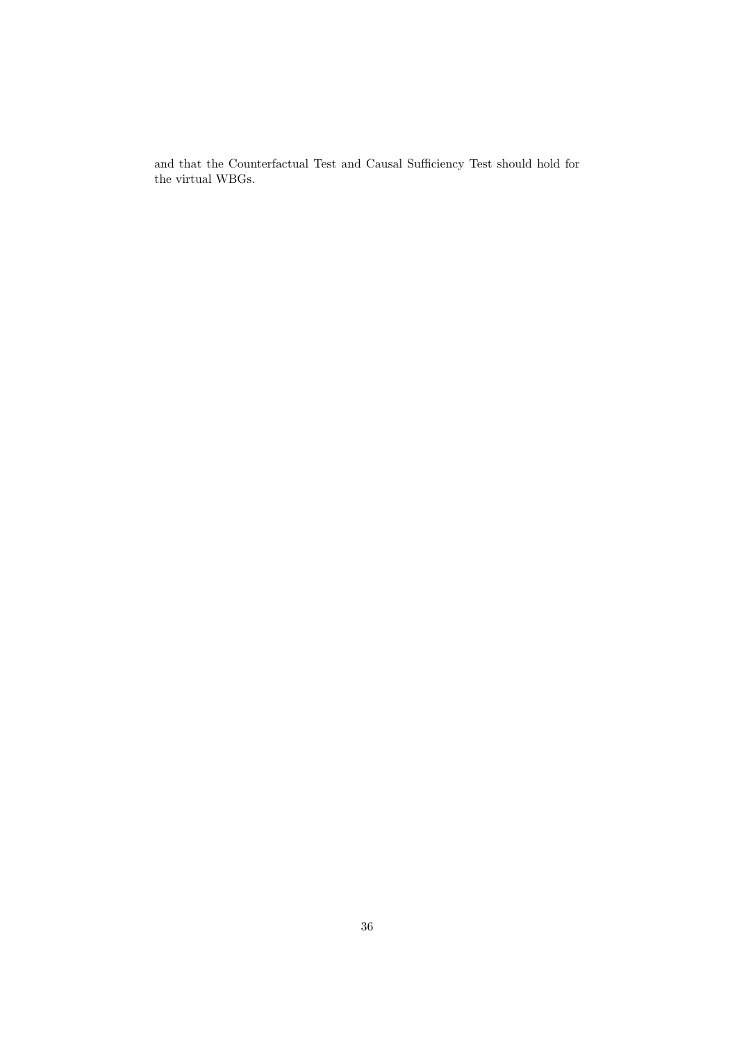and that the Counterfactual Test and Causal Sufficiency Test should hold for the virtual WBGs.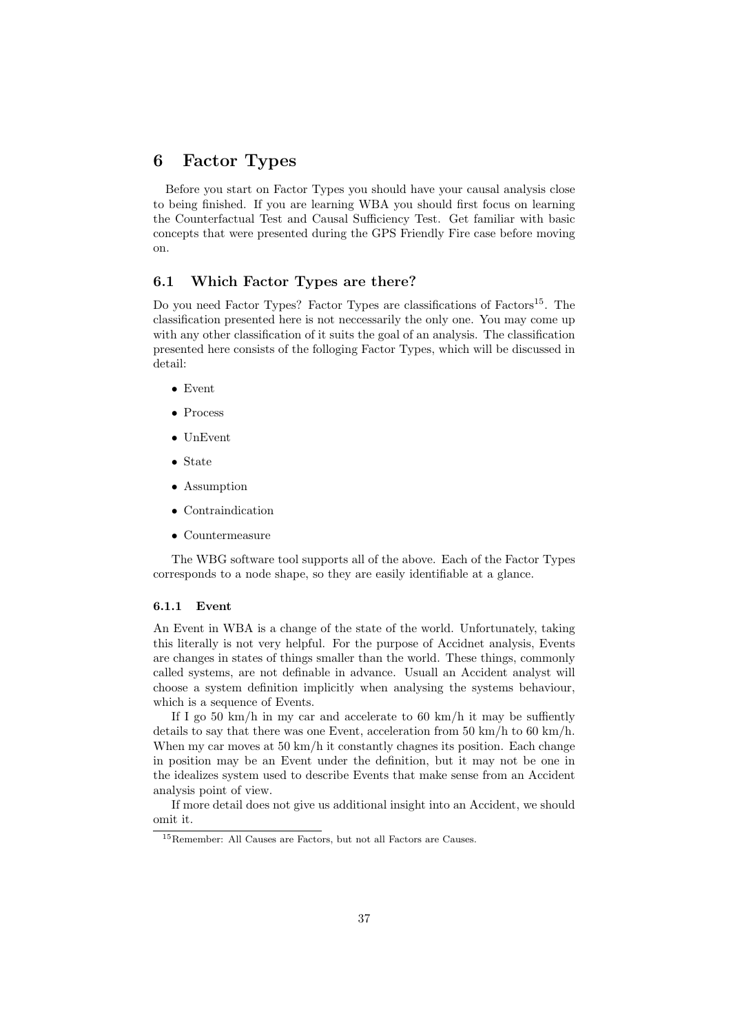# 6 Factor Types

Before you start on Factor Types you should have your causal analysis close to being finished. If you are learning WBA you should first focus on learning the Counterfactual Test and Causal Sufficiency Test. Get familiar with basic concepts that were presented during the GPS Friendly Fire case before moving on.

## 6.1 Which Factor Types are there?

Do you need Factor Types? Factor Types are classifications of Factors[15]. The classification presented here is not neccessarily the only one. You may come up with any other classification of it suits the goal of an analysis. The classification presented here consists of the folloging Factor Types, which will be discussed in detail:

- Event
- Process
- UnEvent
- State
- Assumption
- Contraindication
- Countermeasure

The WBG software tool supports all of the above. Each of the Factor Types corresponds to a node shape, so they are easily identifiable at a glance.

### 6.1.1 Event

An Event in WBA is a change of the state of the world. Unfortunately, taking this literally is not very helpful. For the purpose of Accidnet analysis, Events are changes in states of things smaller than the world. These things, commonly called systems, are not definable in advance. Usuall an Accident analyst will choose a system definition implicitly when analysing the systems behaviour, which is a sequence of Events.

If I go 50 km/h in my car and accelerate to 60 km/h it may be suffiently details to say that there was one Event, acceleration from 50 km/h to 60 km/h. When my car moves at 50 km/h it constantly chagnes its position. Each change in position may be an Event under the definition, but it may not be one in the idealizes system used to describe Events that make sense from an Accident analysis point of view.

If more detail does not give us additional insight into an Accident, we should omit it.

[15]Remember: All Causes are Factors, but not all Factors are Causes.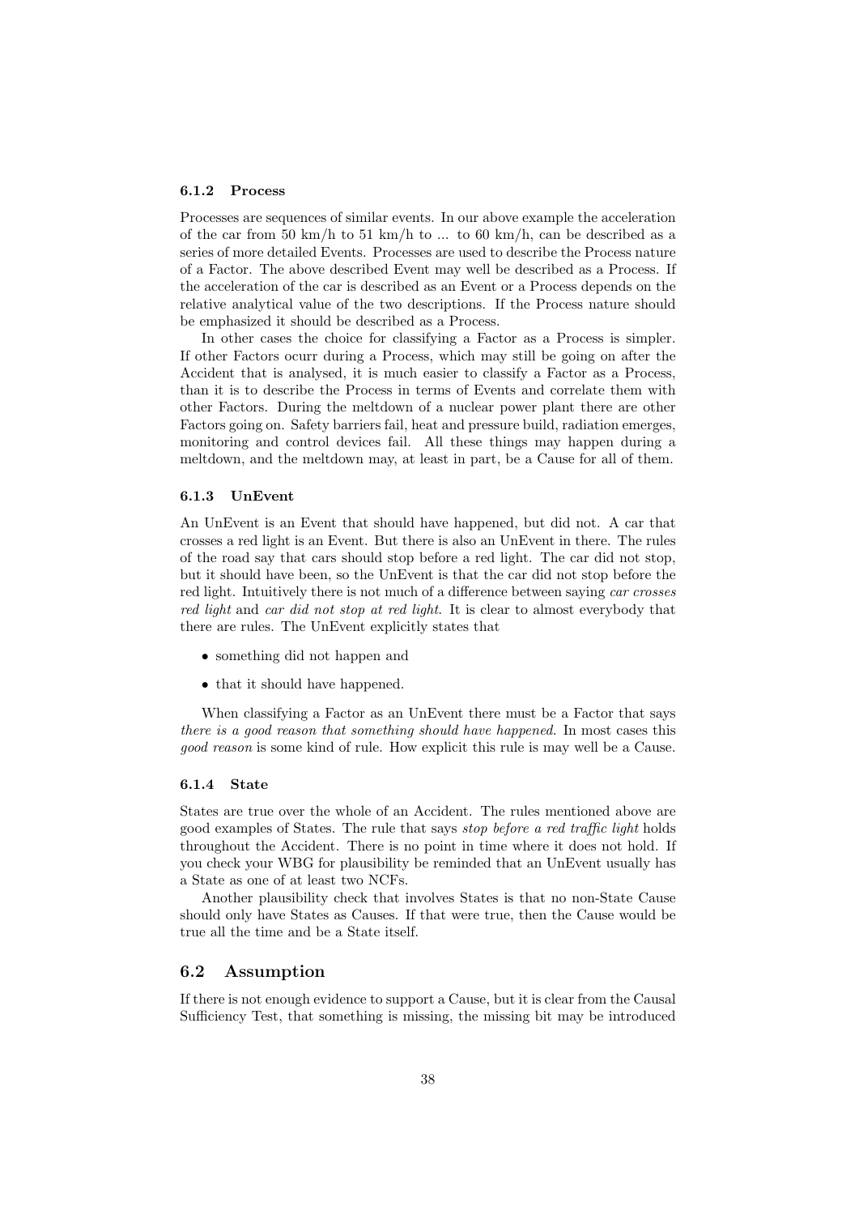### 6.1.2 Process

Processes are sequences of similar events. In our above example the acceleration of the car from 50 km/h to 51 km/h to ... to 60 km/h, can be described as a series of more detailed Events. Processes are used to describe the Process nature of a Factor. The above described Event may well be described as a Process. If the acceleration of the car is described as an Event or a Process depends on the relative analytical value of the two descriptions. If the Process nature should be emphasized it should be described as a Process.

In other cases the choice for classifying a Factor as a Process is simpler. If other Factors ocurr during a Process, which may still be going on after the Accident that is analysed, it is much easier to classify a Factor as a Process, than it is to describe the Process in terms of Events and correlate them with other Factors. During the meltdown of a nuclear power plant there are other Factors going on. Safety barriers fail, heat and pressure build, radiation emerges, monitoring and control devices fail. All these things may happen during a meltdown, and the meltdown may, at least in part, be a Cause for all of them.

### 6.1.3 UnEvent

An UnEvent is an Event that should have happened, but did not. A car that crosses a red light is an Event. But there is also an UnEvent in there. The rules of the road say that cars should stop before a red light. The car did not stop, but it should have been, so the UnEvent is that the car did not stop before the red light. Intuitively there is not much of a difference between saying *car crosses red light* and *car did not stop at red light*. It is clear to almost everybody that there are rules. The UnEvent explicitly states that

- something did not happen and
- that it should have happened.

When classifying a Factor as an UnEvent there must be a Factor that says *there is a good reason that something should have happened*. In most cases this *good reason* is some kind of rule. How explicit this rule is may well be a Cause.

### 6.1.4 State

States are true over the whole of an Accident. The rules mentioned above are good examples of States. The rule that says *stop before a red traffic light* holds throughout the Accident. There is no point in time where it does not hold. If you check your WBG for plausibility be reminded that an UnEvent usually has a State as one of at least two NCFs.

Another plausibility check that involves States is that no non-State Cause should only have States as Causes. If that were true, then the Cause would be true all the time and be a State itself.

## 6.2 Assumption

If there is not enough evidence to support a Cause, but it is clear from the Causal Sufficiency Test, that something is missing, the missing bit may be introduced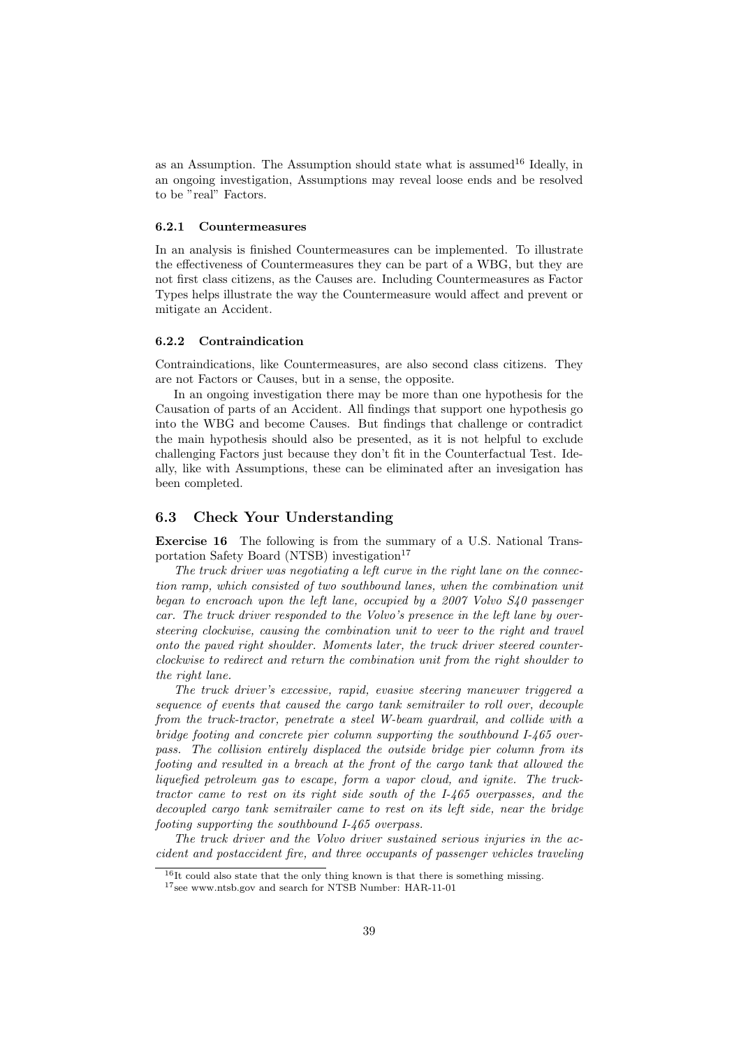as an Assumption. The Assumption should state what is assumed[16] Ideally, in an ongoing investigation, Assumptions may reveal loose ends and be resolved to be "real" Factors.

### 6.2.1 Countermeasures

In an analysis is finished Countermeasures can be implemented. To illustrate the effectiveness of Countermeasures they can be part of a WBG, but they are not first class citizens, as the Causes are. Including Countermeasures as Factor Types helps illustrate the way the Countermeasure would affect and prevent or mitigate an Accident.

### 6.2.2 Contraindication

Contraindications, like Countermeasures, are also second class citizens. They are not Factors or Causes, but in a sense, the opposite.

In an ongoing investigation there may be more than one hypothesis for the Causation of parts of an Accident. All findings that support one hypothesis go into the WBG and become Causes. But findings that challenge or contradict the main hypothesis should also be presented, as it is not helpful to exclude challenging Factors just because they don't fit in the Counterfactual Test. Ideally, like with Assumptions, these can be eliminated after an invesigation has been completed.

## 6.3 Check Your Understanding

**Exercise 16** The following is from the summary of a U.S. National Transportation Safety Board (NTSB) investigation[17]

*The truck driver was negotiating a left curve in the right lane on the connection ramp, which consisted of two southbound lanes, when the combination unit began to encroach upon the left lane, occupied by a 2007 Volvo S40 passenger car. The truck driver responded to the Volvo's presence in the left lane by oversteering clockwise, causing the combination unit to veer to the right and travel onto the paved right shoulder. Moments later, the truck driver steered counterclockwise to redirect and return the combination unit from the right shoulder to the right lane.*

*The truck driver's excessive, rapid, evasive steering maneuver triggered a sequence of events that caused the cargo tank semitrailer to roll over, decouple from the truck-tractor, penetrate a steel W-beam guardrail, and collide with a bridge footing and concrete pier column supporting the southbound I-465 overpass. The collision entirely displaced the outside bridge pier column from its footing and resulted in a breach at the front of the cargo tank that allowed the liquefied petroleum gas to escape, form a vapor cloud, and ignite. The truck-tractor came to rest on its right side south of the I-465 overpasses, and the decoupled cargo tank semitrailer came to rest on its left side, near the bridge footing supporting the southbound I-465 overpass.*

*The truck driver and the Volvo driver sustained serious injuries in the accident and postaccident fire, and three occupants of passenger vehicles traveling*

[16] It could also state that the only thing known is that there is something missing.

[17] see www.ntsb.gov and search for NTSB Number: HAR-11-01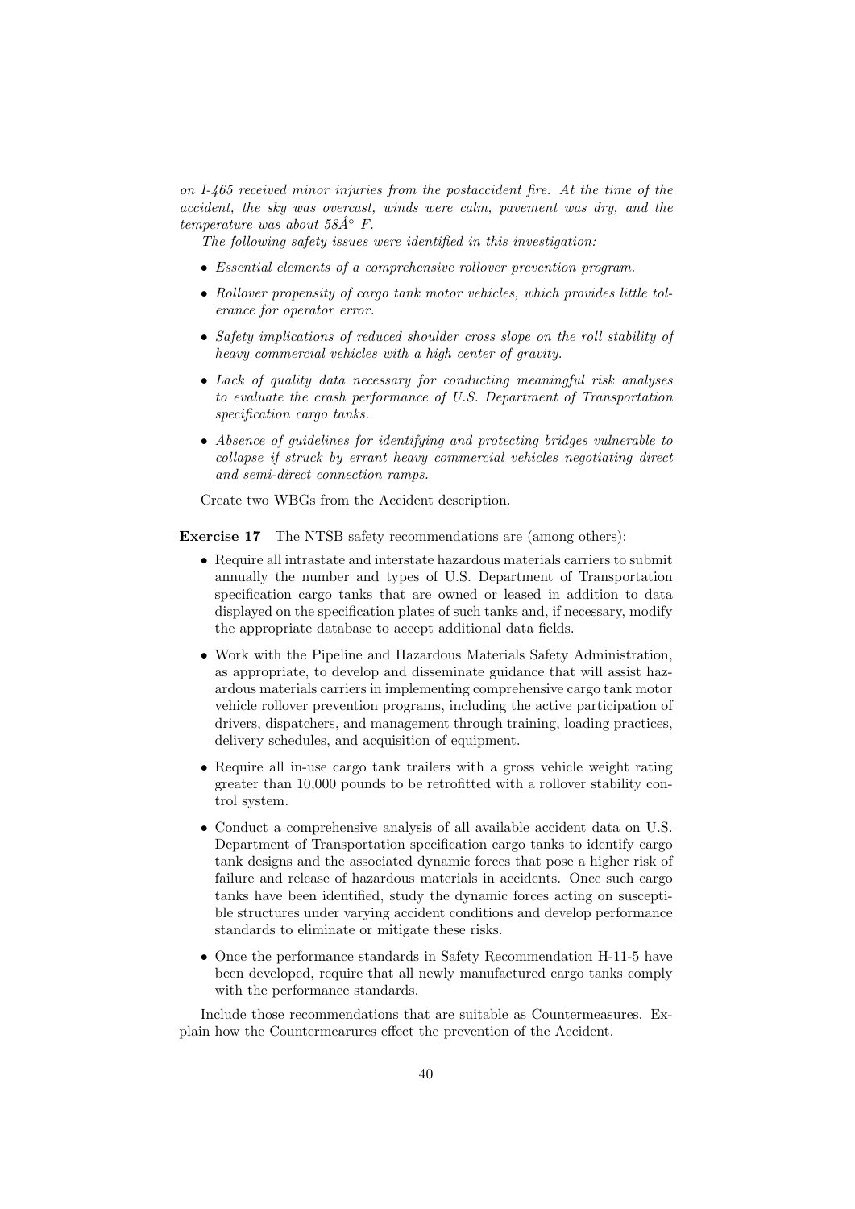*on I-465 received minor injuries from the postaccident fire. At the time of the accident, the sky was overcast, winds were calm, pavement was dry, and the temperature was about 58Â° F.*

*The following safety issues were identified in this investigation:*

- *Essential elements of a comprehensive rollover prevention program.*
- *Rollover propensity of cargo tank motor vehicles, which provides little tolerance for operator error.*
- *Safety implications of reduced shoulder cross slope on the roll stability of heavy commercial vehicles with a high center of gravity.*
- *Lack of quality data necessary for conducting meaningful risk analyses to evaluate the crash performance of U.S. Department of Transportation specification cargo tanks.*
- *Absence of guidelines for identifying and protecting bridges vulnerable to collapse if struck by errant heavy commercial vehicles negotiating direct and semi-direct connection ramps.*

Create two WBGs from the Accident description.

**Exercise 17** The NTSB safety recommendations are (among others):

- Require all intrastate and interstate hazardous materials carriers to submit annually the number and types of U.S. Department of Transportation specification cargo tanks that are owned or leased in addition to data displayed on the specification plates of such tanks and, if necessary, modify the appropriate database to accept additional data fields.
- Work with the Pipeline and Hazardous Materials Safety Administration, as appropriate, to develop and disseminate guidance that will assist hazardous materials carriers in implementing comprehensive cargo tank motor vehicle rollover prevention programs, including the active participation of drivers, dispatchers, and management through training, loading practices, delivery schedules, and acquisition of equipment.
- Require all in-use cargo tank trailers with a gross vehicle weight rating greater than 10,000 pounds to be retrofitted with a rollover stability control system.
- Conduct a comprehensive analysis of all available accident data on U.S. Department of Transportation specification cargo tanks to identify cargo tank designs and the associated dynamic forces that pose a higher risk of failure and release of hazardous materials in accidents. Once such cargo tanks have been identified, study the dynamic forces acting on susceptible structures under varying accident conditions and develop performance standards to eliminate or mitigate these risks.
- Once the performance standards in Safety Recommendation H-11-5 have been developed, require that all newly manufactured cargo tanks comply with the performance standards.

Include those recommendations that are suitable as Countermeasures. Explain how the Countermearures effect the prevention of the Accident.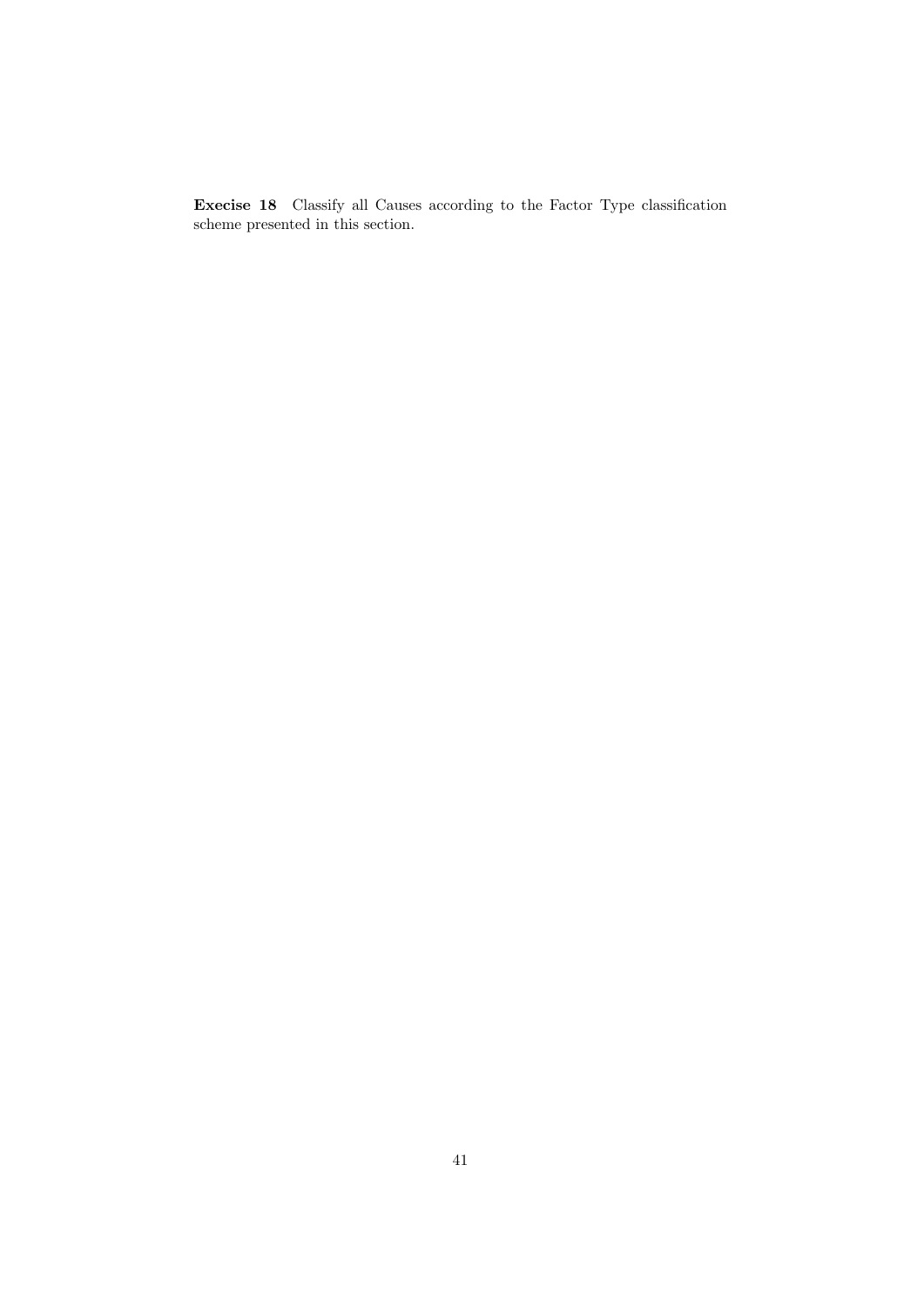**Execise 18** Classify all Causes according to the Factor Type classification scheme presented in this section.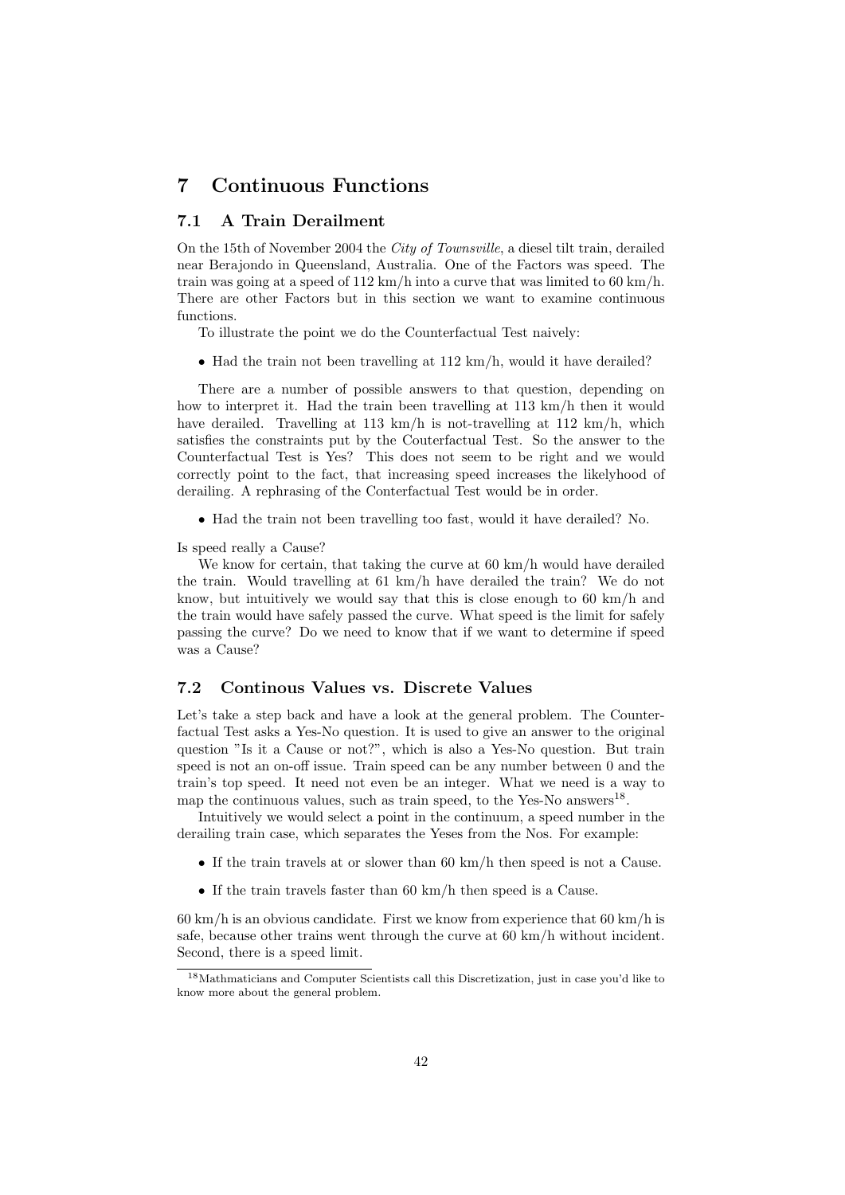# 7 Continuous Functions

## 7.1 A Train Derailment

On the 15th of November 2004 the *City of Townsville*, a diesel tilt train, derailed near Berajondo in Queensland, Australia. One of the Factors was speed. The train was going at a speed of 112 km/h into a curve that was limited to 60 km/h. There are other Factors but in this section we want to examine continuous functions.

To illustrate the point we do the Counterfactual Test naively:

- Had the train not been travelling at 112 km/h, would it have derailed?

There are a number of possible answers to that question, depending on how to interpret it. Had the train been travelling at 113 km/h then it would have derailed. Travelling at 113 km/h is not-travelling at 112 km/h, which satisfies the constraints put by the Couterfactual Test. So the answer to the Counterfactual Test is Yes? This does not seem to be right and we would correctly point to the fact, that increasing speed increases the likelyhood of derailing. A rephrasing of the Conterfactual Test would be in order.

- Had the train not been travelling too fast, would it have derailed? No.

Is speed really a Cause?

We know for certain, that taking the curve at 60 km/h would have derailed the train. Would travelling at 61 km/h have derailed the train? We do not know, but intuitively we would say that this is close enough to 60 km/h and the train would have safely passed the curve. What speed is the limit for safely passing the curve? Do we need to know that if we want to determine if speed was a Cause?

## 7.2 Continous Values vs. Discrete Values

Let's take a step back and have a look at the general problem. The Counterfactual Test asks a Yes-No question. It is used to give an answer to the original question "Is it a Cause or not?", which is also a Yes-No question. But train speed is not an on-off issue. Train speed can be any number between 0 and the train's top speed. It need not even be an integer. What we need is a way to map the continuous values, such as train speed, to the Yes-No answers[18].

Intuitively we would select a point in the continuum, a speed number in the derailing train case, which separates the Yeses from the Nos. For example:

- If the train travels at or slower than 60 km/h then speed is not a Cause.
- If the train travels faster than 60 km/h then speed is a Cause.

60 km/h is an obvious candidate. First we know from experience that 60 km/h is safe, because other trains went through the curve at 60 km/h without incident. Second, there is a speed limit.

[18] Mathmaticians and Computer Scientists call this Discretization, just in case you'd like to know more about the general problem.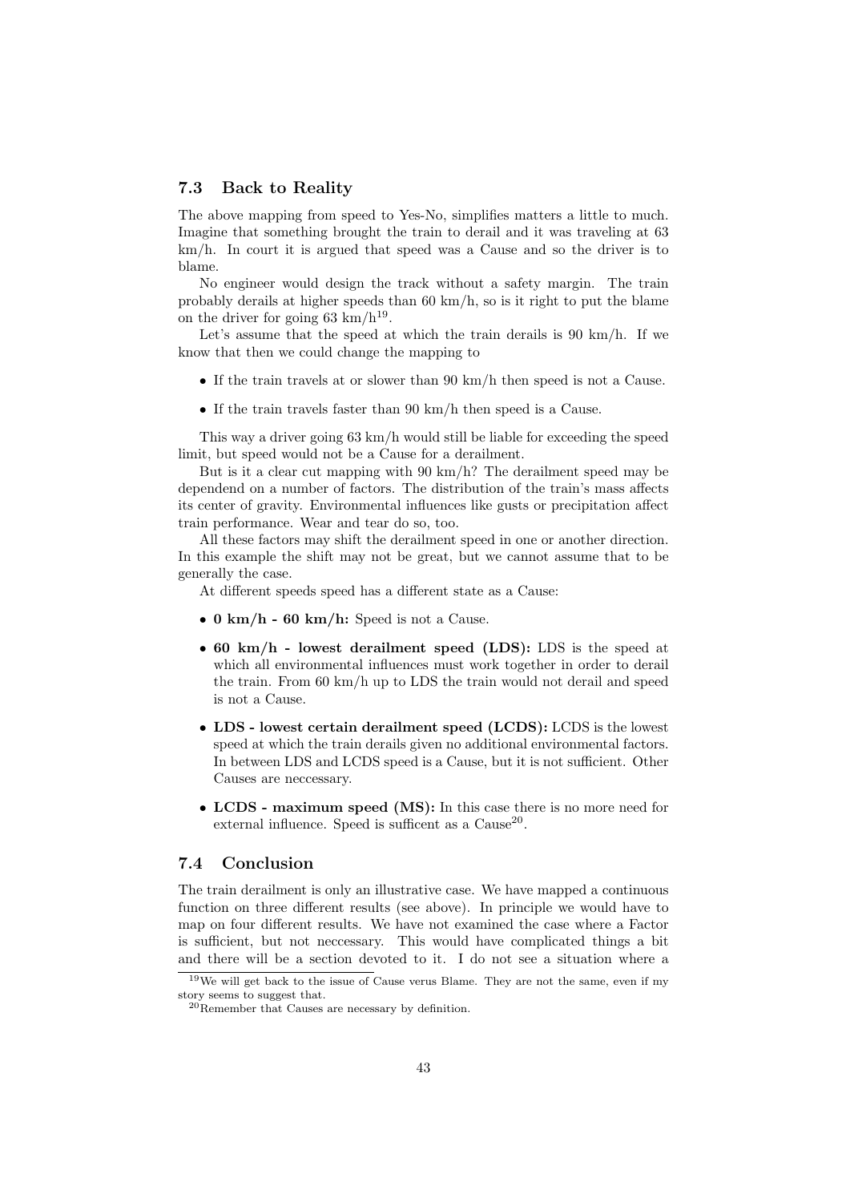### 7.3 Back to Reality

The above mapping from speed to Yes-No, simplifies matters a little to much. Imagine that something brought the train to derail and it was traveling at 63 km/h. In court it is argued that speed was a Cause and so the driver is to blame.

No engineer would design the track without a safety margin. The train probably derails at higher speeds than 60 km/h, so is it right to put the blame on the driver for going 63 km/h[19].

Let's assume that the speed at which the train derails is 90 km/h. If we know that then we could change the mapping to

- If the train travels at or slower than 90 km/h then speed is not a Cause.
- If the train travels faster than 90 km/h then speed is a Cause.

This way a driver going 63 km/h would still be liable for exceeding the speed limit, but speed would not be a Cause for a derailment.

But is it a clear cut mapping with 90 km/h? The derailment speed may be dependend on a number of factors. The distribution of the train's mass affects its center of gravity. Environmental influences like gusts or precipitation affect train performance. Wear and tear do so, too.

All these factors may shift the derailment speed in one or another direction. In this example the shift may not be great, but we cannot assume that to be generally the case.

At different speeds speed has a different state as a Cause:

- **0 km/h - 60 km/h:** Speed is not a Cause.
- **60 km/h - lowest derailment speed (LDS):** LDS is the speed at which all environmental influences must work together in order to derail the train. From 60 km/h up to LDS the train would not derail and speed is not a Cause.
- **LDS - lowest certain derailment speed (LCDS):** LCDS is the lowest speed at which the train derails given no additional environmental factors. In between LDS and LCDS speed is a Cause, but it is not sufficient. Other Causes are neccessary.
- **LCDS - maximum speed (MS):** In this case there is no more need for external influence. Speed is sufficent as a Cause[20].

### 7.4 Conclusion

The train derailment is only an illustrative case. We have mapped a continuous function on three different results (see above). In principle we would have to map on four different results. We have not examined the case where a Factor is sufficient, but not neccessary. This would have complicated things a bit and there will be a section devoted to it. I do not see a situation where a

---

[19] We will get back to the issue of Cause verus Blame. They are not the same, even if my story seems to suggest that.

[20] Remember that Causes are necessary by definition.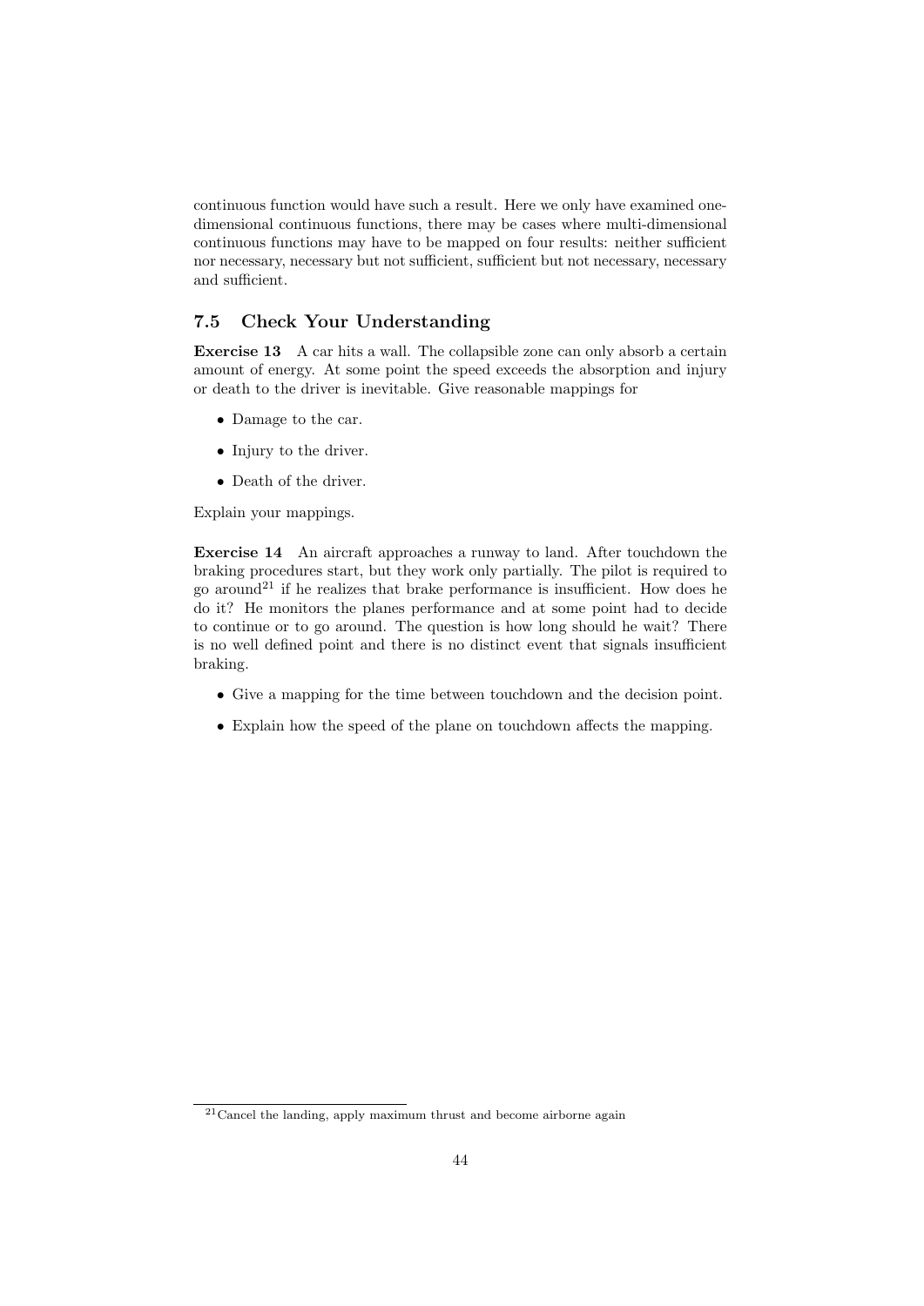continuous function would have such a result. Here we only have examined one-dimensional continuous functions, there may be cases where multi-dimensional continuous functions may have to be mapped on four results: neither sufficient nor necessary, necessary but not sufficient, sufficient but not necessary, necessary and sufficient.

### 7.5 Check Your Understanding

**Exercise 13** A car hits a wall. The collapsible zone can only absorb a certain amount of energy. At some point the speed exceeds the absorption and injury or death to the driver is inevitable. Give reasonable mappings for

- Damage to the car.
- Injury to the driver.
- Death of the driver.

Explain your mappings.

**Exercise 14** An aircraft approaches a runway to land. After touchdown the braking procedures start, but they work only partially. The pilot is required to go around[21] if he realizes that brake performance is insufficient. How does he do it? He monitors the planes performance and at some point had to decide to continue or to go around. The question is how long should he wait? There is no well defined point and there is no distinct event that signals insufficient braking.

- Give a mapping for the time between touchdown and the decision point.
- Explain how the speed of the plane on touchdown affects the mapping.

[21] Cancel the landing, apply maximum thrust and become airborne again